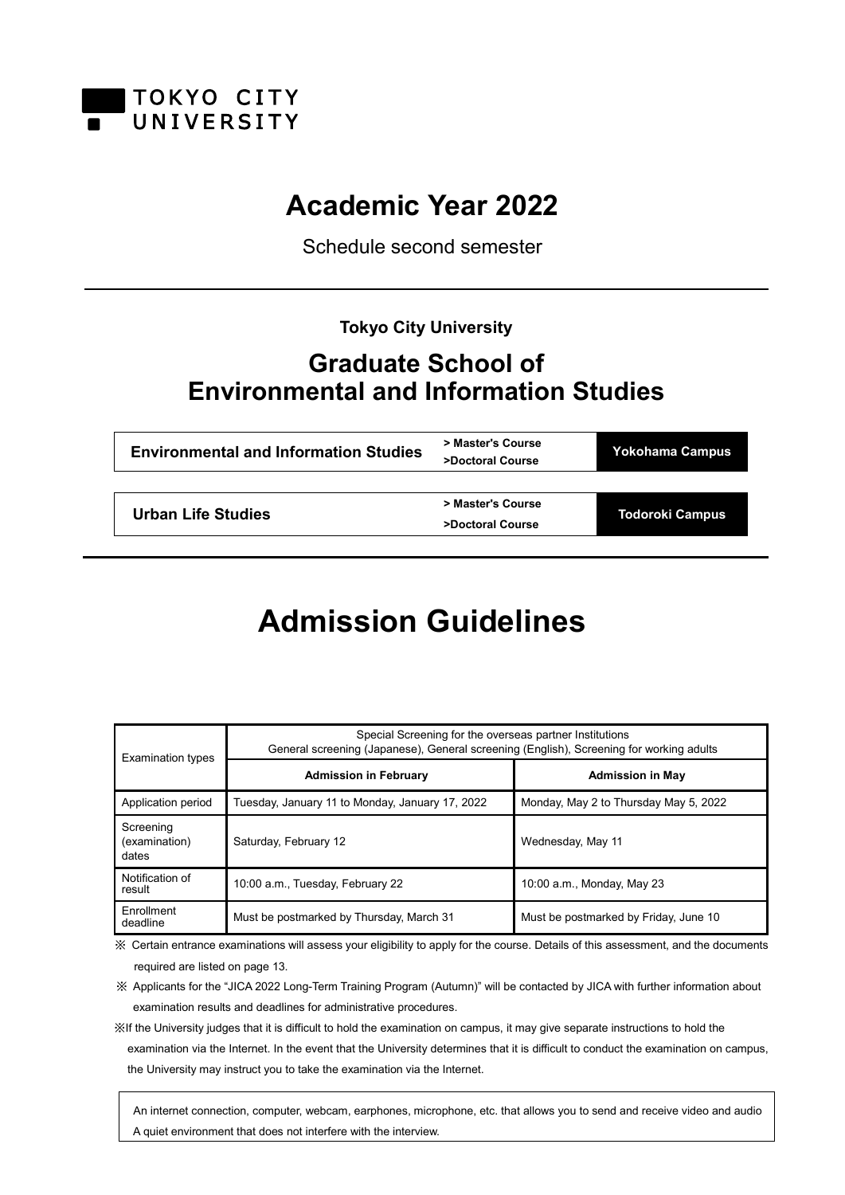TOKYO CITY UNIVERSITY

# Academic Year 2022

Schedule second semester

**Tokyo City University**

## Graduate School of Environmental and Information Studies

| **Environmental and Information Studies** | **> Master's Course** **>Doctoral Course** | **Yokohama Campus** |
|---|---|---|
| **Urban Life Studies** | **> Master's Course** **>Doctoral Course** | **Todoroki Campus** |

# Admission Guidelines

| Examination types | Special Screening for the overseas partner Institutions General screening (Japanese), General screening (English), Screening for working adults | |
|---|---|---|
| | **Admission in February** | **Admission in May** |
| Application period | Tuesday, January 11 to Monday, January 17, 2022 | Monday, May 2 to Thursday May 5, 2022 |
| Screening (examination) dates | Saturday, February 12 | Wednesday, May 11 |
| Notification of result | 10:00 a.m., Tuesday, February 22 | 10:00 a.m., Monday, May 23 |
| Enrollment deadline | Must be postmarked by Thursday, March 31 | Must be postmarked by Friday, June 10 |

※ Certain entrance examinations will assess your eligibility to apply for the course. Details of this assessment, and the documents required are listed on page 13.

※ Applicants for the "JICA 2022 Long-Term Training Program (Autumn)" will be contacted by JICA with further information about examination results and deadlines for administrative procedures.

※If the University judges that it is difficult to hold the examination on campus, it may give separate instructions to hold the examination via the Internet. In the event that the University determines that it is difficult to conduct the examination on campus, the University may instruct you to take the examination via the Internet.

An internet connection, computer, webcam, earphones, microphone, etc. that allows you to send and receive video and audio
A quiet environment that does not interfere with the interview.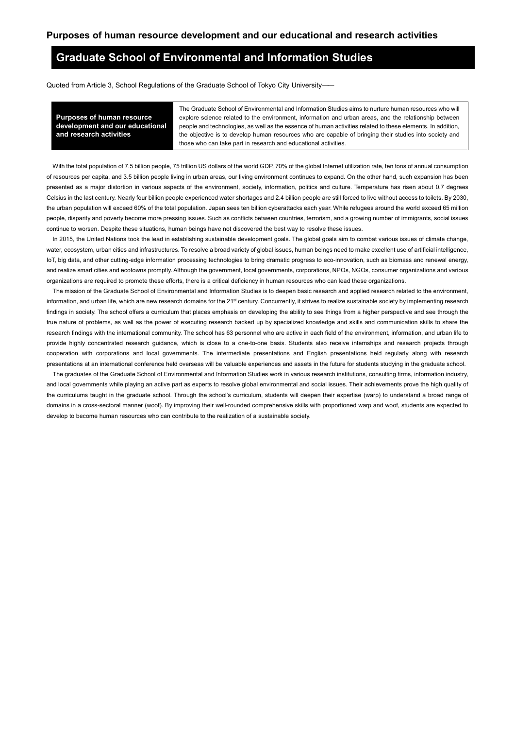## Purposes of human resource development and our educational and research activities

# Graduate School of Environmental and Information Studies

Quoted from Article 3, School Regulations of the Graduate School of Tokyo City University——

| **Purposes of human resource development and our educational and research activities** | The Graduate School of Environmental and Information Studies aims to nurture human resources who will explore science related to the environment, information and urban areas, and the relationship between people and technologies, as well as the essence of human activities related to these elements. In addition, the objective is to develop human resources who are capable of bringing their studies into society and those who can take part in research and educational activities. |
|---|---|

With the total population of 7.5 billion people, 75 trillion US dollars of the world GDP, 70% of the global Internet utilization rate, ten tons of annual consumption of resources per capita, and 3.5 billion people living in urban areas, our living environment continues to expand. On the other hand, such expansion has been presented as a major distortion in various aspects of the environment, society, information, politics and culture. Temperature has risen about 0.7 degrees Celsius in the last century. Nearly four billion people experienced water shortages and 2.4 billion people are still forced to live without access to toilets. By 2030, the urban population will exceed 60% of the total population. Japan sees ten billion cyberattacks each year. While refugees around the world exceed 65 million people, disparity and poverty become more pressing issues. Such as conflicts between countries, terrorism, and a growing number of immigrants, social issues continue to worsen. Despite these situations, human beings have not discovered the best way to resolve these issues.

In 2015, the United Nations took the lead in establishing sustainable development goals. The global goals aim to combat various issues of climate change, water, ecosystem, urban cities and infrastructures. To resolve a broad variety of global issues, human beings need to make excellent use of artificial intelligence, IoT, big data, and other cutting-edge information processing technologies to bring dramatic progress to eco-innovation, such as biomass and renewal energy, and realize smart cities and ecotowns promptly. Although the government, local governments, corporations, NPOs, NGOs, consumer organizations and various organizations are required to promote these efforts, there is a critical deficiency in human resources who can lead these organizations.

The mission of the Graduate School of Environmental and Information Studies is to deepen basic research and applied research related to the environment, information, and urban life, which are new research domains for the 21st century. Concurrently, it strives to realize sustainable society by implementing research findings in society. The school offers a curriculum that places emphasis on developing the ability to see things from a higher perspective and see through the true nature of problems, as well as the power of executing research backed up by specialized knowledge and skills and communication skills to share the research findings with the international community. The school has 63 personnel who are active in each field of the environment, information, and urban life to provide highly concentrated research guidance, which is close to a one-to-one basis. Students also receive internships and research projects through cooperation with corporations and local governments. The intermediate presentations and English presentations held regularly along with research presentations at an international conference held overseas will be valuable experiences and assets in the future for students studying in the graduate school.

The graduates of the Graduate School of Environmental and Information Studies work in various research institutions, consulting firms, information industry, and local governments while playing an active part as experts to resolve global environmental and social issues. Their achievements prove the high quality of the curriculums taught in the graduate school. Through the school's curriculum, students will deepen their expertise (warp) to understand a broad range of domains in a cross-sectoral manner (woof). By improving their well-rounded comprehensive skills with proportioned warp and woof, students are expected to develop to become human resources who can contribute to the realization of a sustainable society.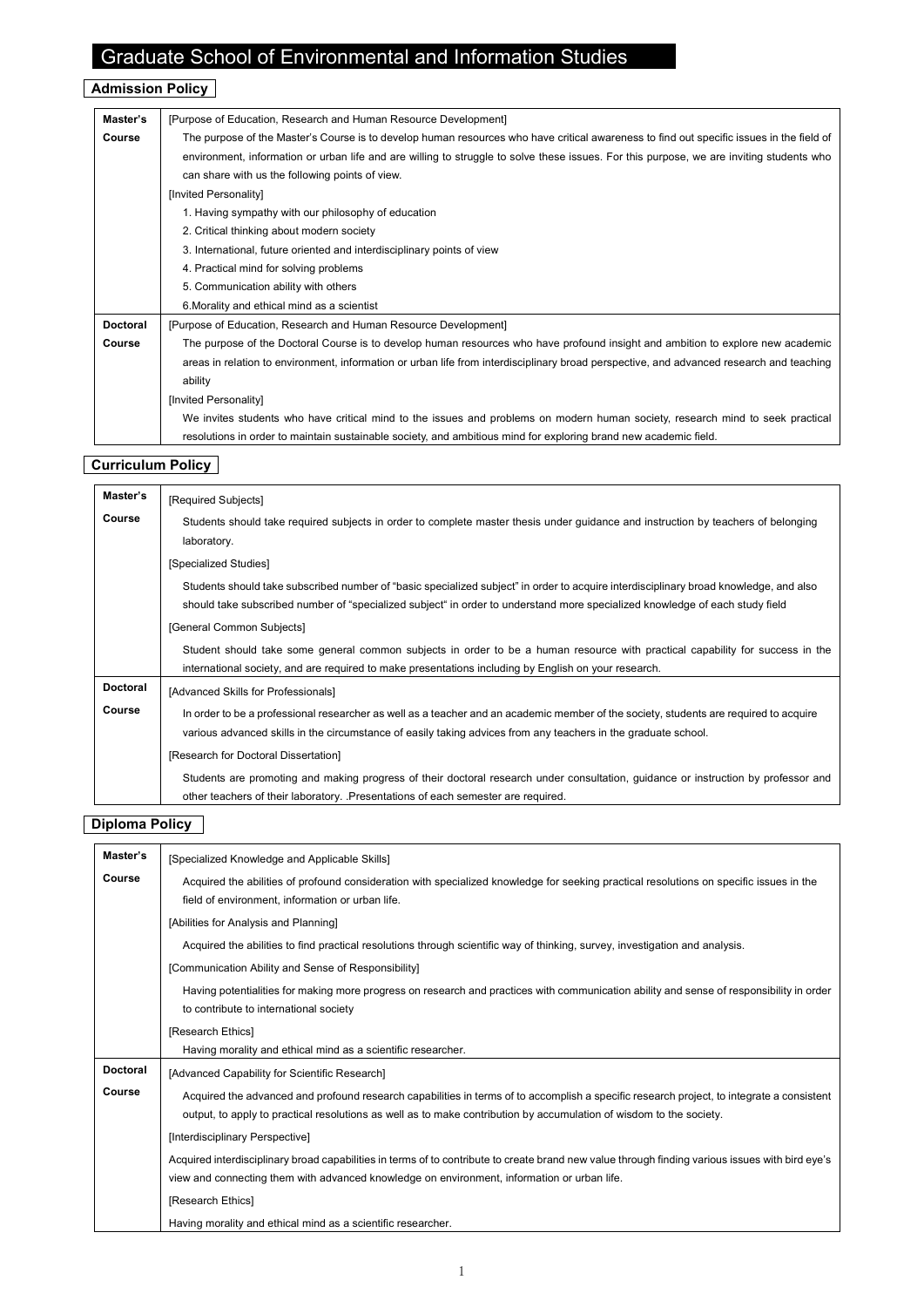# Graduate School of Environmental and Information Studies

## Admission Policy

| | |
|---|---|
| **Master's Course** | [Purpose of Education, Research and Human Resource Development]<br>The purpose of the Master's Course is to develop human resources who have critical awareness to find out specific issues in the field of environment, information or urban life and are willing to struggle to solve these issues. For this purpose, we are inviting students who can share with us the following points of view.<br>[Invited Personality]<br>1. Having sympathy with our philosophy of education<br>2. Critical thinking about modern society<br>3. International, future oriented and interdisciplinary points of view<br>4. Practical mind for solving problems<br>5. Communication ability with others<br>6.Morality and ethical mind as a scientist |
| **Doctoral Course** | [Purpose of Education, Research and Human Resource Development]<br>The purpose of the Doctoral Course is to develop human resources who have profound insight and ambition to explore new academic areas in relation to environment, information or urban life from interdisciplinary broad perspective, and advanced research and teaching ability<br>[Invited Personality]<br>We invites students who have critical mind to the issues and problems on modern human society, research mind to seek practical resolutions in order to maintain sustainable society, and ambitious mind for exploring brand new academic field. |

## Curriculum Policy

| | |
|---|---|
| **Master's Course** | [Required Subjects]<br>Students should take required subjects in order to complete master thesis under guidance and instruction by teachers of belonging laboratory.<br>[Specialized Studies]<br>Students should take subscribed number of "basic specialized subject" in order to acquire interdisciplinary broad knowledge, and also should take subscribed number of "specialized subject" in order to understand more specialized knowledge of each study field<br>[General Common Subjects]<br>Student should take some general common subjects in order to be a human resource with practical capability for success in the international society, and are required to make presentations including by English on your research. |
| **Doctoral Course** | [Advanced Skills for Professionals]<br>In order to be a professional researcher as well as a teacher and an academic member of the society, students are required to acquire various advanced skills in the circumstance of easily taking advices from any teachers in the graduate school.<br>[Research for Doctoral Dissertation]<br>Students are promoting and making progress of their doctoral research under consultation, guidance or instruction by professor and other teachers of their laboratory. .Presentations of each semester are required. |

## Diploma Policy

| | |
|---|---|
| **Master's Course** | [Specialized Knowledge and Applicable Skills]<br>Acquired the abilities of profound consideration with specialized knowledge for seeking practical resolutions on specific issues in the field of environment, information or urban life.<br>[Abilities for Analysis and Planning]<br>Acquired the abilities to find practical resolutions through scientific way of thinking, survey, investigation and analysis.<br>[Communication Ability and Sense of Responsibility]<br>Having potentialities for making more progress on research and practices with communication ability and sense of responsibility in order to contribute to international society<br>[Research Ethics]<br>Having morality and ethical mind as a scientific researcher. |
| **Doctoral Course** | [Advanced Capability for Scientific Research]<br>Acquired the advanced and profound research capabilities in terms of to accomplish a specific research project, to integrate a consistent output, to apply to practical resolutions as well as to make contribution by accumulation of wisdom to the society.<br>[Interdisciplinary Perspective]<br>Acquired interdisciplinary broad capabilities in terms of to contribute to create brand new value through finding various issues with bird eye's view and connecting them with advanced knowledge on environment, information or urban life.<br>[Research Ethics]<br>Having morality and ethical mind as a scientific researcher. |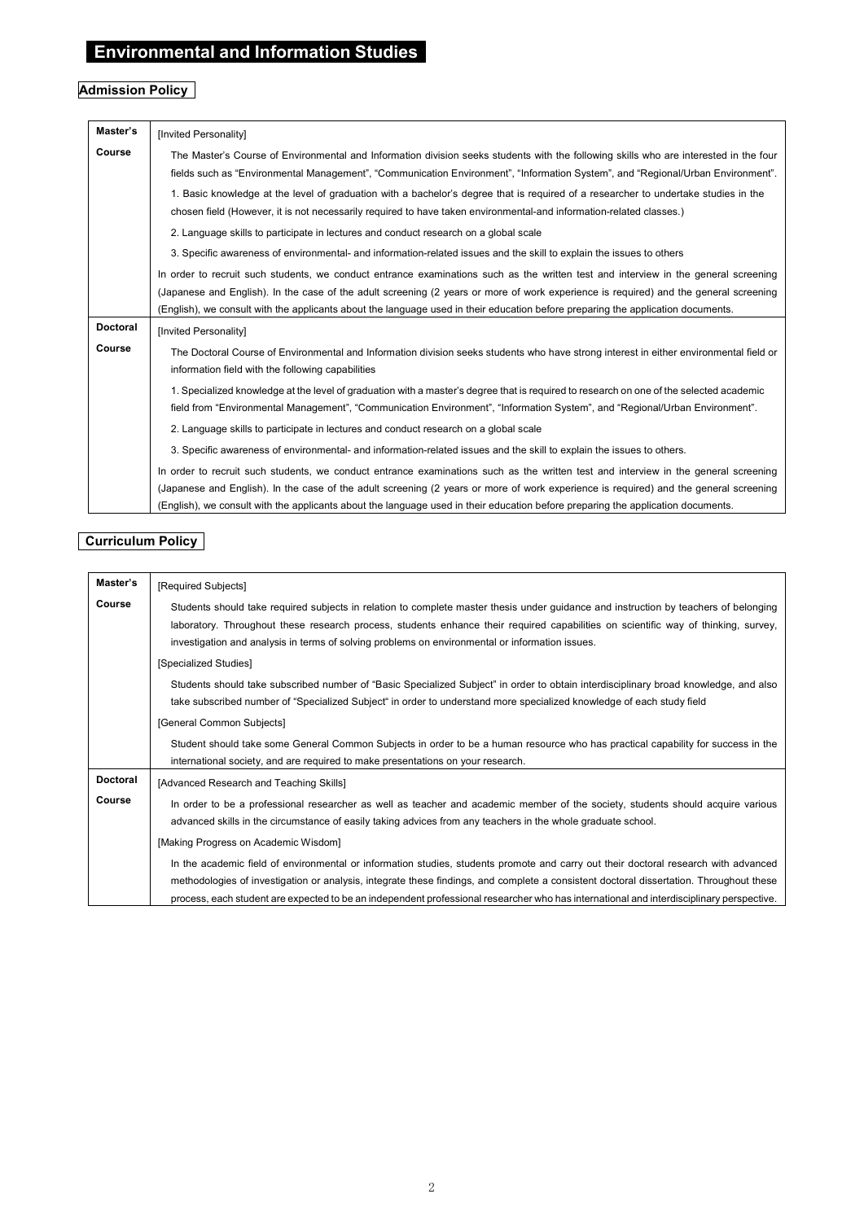# Environmental and Information Studies

## Admission Policy

| | |
|---|---|
| **Master's Course** | [Invited Personality]<br>The Master's Course of Environmental and Information division seeks students with the following skills who are interested in the four fields such as "Environmental Management", "Communication Environment", "Information System", and "Regional/Urban Environment".<br>1. Basic knowledge at the level of graduation with a bachelor's degree that is required of a researcher to undertake studies in the chosen field (However, it is not necessarily required to have taken environmental-and information-related classes.)<br>2. Language skills to participate in lectures and conduct research on a global scale<br>3. Specific awareness of environmental- and information-related issues and the skill to explain the issues to others<br>In order to recruit such students, we conduct entrance examinations such as the written test and interview in the general screening (Japanese and English). In the case of the adult screening (2 years or more of work experience is required) and the general screening (English), we consult with the applicants about the language used in their education before preparing the application documents. |
| **Doctoral Course** | [Invited Personality]<br>The Doctoral Course of Environmental and Information division seeks students who have strong interest in either environmental field or information field with the following capabilities<br>1. Specialized knowledge at the level of graduation with a master's degree that is required to research on one of the selected academic field from "Environmental Management", "Communication Environment", "Information System", and "Regional/Urban Environment".<br>2. Language skills to participate in lectures and conduct research on a global scale<br>3. Specific awareness of environmental- and information-related issues and the skill to explain the issues to others.<br>In order to recruit such students, we conduct entrance examinations such as the written test and interview in the general screening (Japanese and English). In the case of the adult screening (2 years or more of work experience is required) and the general screening (English), we consult with the applicants about the language used in their education before preparing the application documents. |

## Curriculum Policy

| | |
|---|---|
| **Master's Course** | [Required Subjects]<br>Students should take required subjects in relation to complete master thesis under guidance and instruction by teachers of belonging laboratory. Throughout these research process, students enhance their required capabilities on scientific way of thinking, survey, investigation and analysis in terms of solving problems on environmental or information issues.<br>[Specialized Studies]<br>Students should take subscribed number of "Basic Specialized Subject" in order to obtain interdisciplinary broad knowledge, and also take subscribed number of "Specialized Subject" in order to understand more specialized knowledge of each study field<br>[General Common Subjects]<br>Student should take some General Common Subjects in order to be a human resource who has practical capability for success in the international society, and are required to make presentations on your research. |
| **Doctoral Course** | [Advanced Research and Teaching Skills]<br>In order to be a professional researcher as well as teacher and academic member of the society, students should acquire various advanced skills in the circumstance of easily taking advices from any teachers in the whole graduate school.<br>[Making Progress on Academic Wisdom]<br>In the academic field of environmental or information studies, students promote and carry out their doctoral research with advanced methodologies of investigation or analysis, integrate these findings, and complete a consistent doctoral dissertation. Throughout these process, each student are expected to be an independent professional researcher who has international and interdisciplinary perspective. |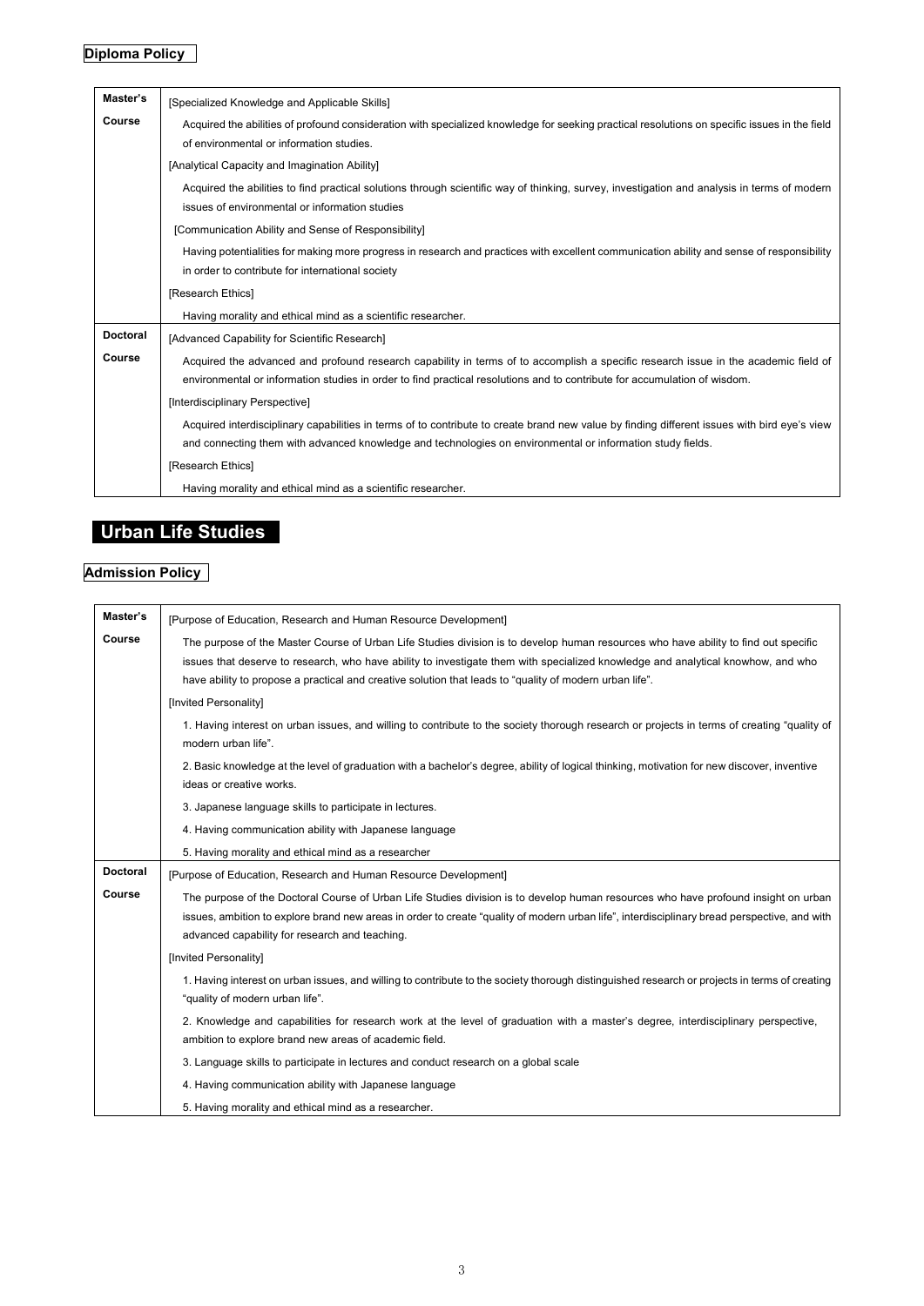## Diploma Policy

| | |
|---|---|
| **Master's Course** | [Specialized Knowledge and Applicable Skills]<br>Acquired the abilities of profound consideration with specialized knowledge for seeking practical resolutions on specific issues in the field of environmental or information studies.<br>[Analytical Capacity and Imagination Ability]<br>Acquired the abilities to find practical solutions through scientific way of thinking, survey, investigation and analysis in terms of modern issues of environmental or information studies<br>[Communication Ability and Sense of Responsibility]<br>Having potentialities for making more progress in research and practices with excellent communication ability and sense of responsibility in order to contribute for international society<br>[Research Ethics]<br>Having morality and ethical mind as a scientific researcher. |
| **Doctoral Course** | [Advanced Capability for Scientific Research]<br>Acquired the advanced and profound research capability in terms of to accomplish a specific research issue in the academic field of environmental or information studies in order to find practical resolutions and to contribute for accumulation of wisdom.<br>[Interdisciplinary Perspective]<br>Acquired interdisciplinary capabilities in terms of to contribute to create brand new value by finding different issues with bird eye's view and connecting them with advanced knowledge and technologies on environmental or information study fields.<br>[Research Ethics]<br>Having morality and ethical mind as a scientific researcher. |

# Urban Life Studies

## Admission Policy

| | |
|---|---|
| **Master's Course** | [Purpose of Education, Research and Human Resource Development]<br>The purpose of the Master Course of Urban Life Studies division is to develop human resources who have ability to find out specific issues that deserve to research, who have ability to investigate them with specialized knowledge and analytical knowhow, and who have ability to propose a practical and creative solution that leads to "quality of modern urban life".<br>[Invited Personality]<br>1. Having interest on urban issues, and willing to contribute to the society thorough research or projects in terms of creating "quality of modern urban life".<br>2. Basic knowledge at the level of graduation with a bachelor's degree, ability of logical thinking, motivation for new discover, inventive ideas or creative works.<br>3. Japanese language skills to participate in lectures.<br>4. Having communication ability with Japanese language<br>5. Having morality and ethical mind as a researcher |
| **Doctoral Course** | [Purpose of Education, Research and Human Resource Development]<br>The purpose of the Doctoral Course of Urban Life Studies division is to develop human resources who have profound insight on urban issues, ambition to explore brand new areas in order to create "quality of modern urban life", interdisciplinary bread perspective, and with advanced capability for research and teaching.<br>[Invited Personality]<br>1. Having interest on urban issues, and willing to contribute to the society thorough distinguished research or projects in terms of creating "quality of modern urban life".<br>2. Knowledge and capabilities for research work at the level of graduation with a master's degree, interdisciplinary perspective, ambition to explore brand new areas of academic field.<br>3. Language skills to participate in lectures and conduct research on a global scale<br>4. Having communication ability with Japanese language<br>5. Having morality and ethical mind as a researcher. |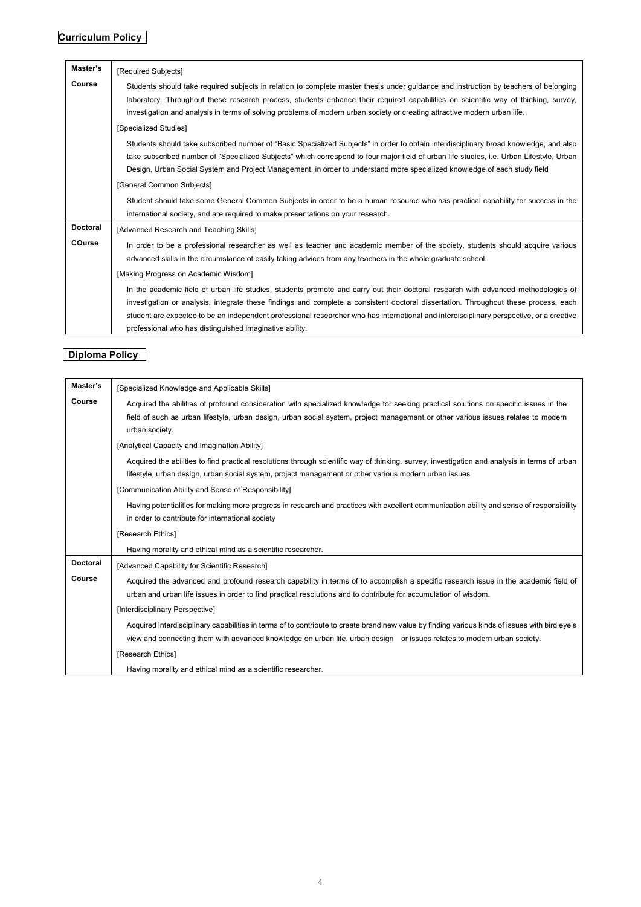## Curriculum Policy

| | |
|---|---|
| **Master's Course** | [Required Subjects]<br>Students should take required subjects in relation to complete master thesis under guidance and instruction by teachers of belonging laboratory. Throughout these research process, students enhance their required capabilities on scientific way of thinking, survey, investigation and analysis in terms of solving problems of modern urban society or creating attractive modern urban life.<br>[Specialized Studies]<br>Students should take subscribed number of "Basic Specialized Subjects" in order to obtain interdisciplinary broad knowledge, and also take subscribed number of "Specialized Subjects" which correspond to four major field of urban life studies, i.e. Urban Lifestyle, Urban Design, Urban Social System and Project Management, in order to understand more specialized knowledge of each study field<br>[General Common Subjects]<br>Student should take some General Common Subjects in order to be a human resource who has practical capability for success in the international society, and are required to make presentations on your research. |
| **Doctoral COurse** | [Advanced Research and Teaching Skills]<br>In order to be a professional researcher as well as teacher and academic member of the society, students should acquire various advanced skills in the circumstance of easily taking advices from any teachers in the whole graduate school.<br>[Making Progress on Academic Wisdom]<br>In the academic field of urban life studies, students promote and carry out their doctoral research with advanced methodologies of investigation or analysis, integrate these findings and complete a consistent doctoral dissertation. Throughout these process, each student are expected to be an independent professional researcher who has international and interdisciplinary perspective, or a creative professional who has distinguished imaginative ability. |

## Diploma Policy

| | |
|---|---|
| **Master's Course** | [Specialized Knowledge and Applicable Skills]<br>Acquired the abilities of profound consideration with specialized knowledge for seeking practical solutions on specific issues in the field of such as urban lifestyle, urban design, urban social system, project management or other various issues relates to modern urban society.<br>[Analytical Capacity and Imagination Ability]<br>Acquired the abilities to find practical resolutions through scientific way of thinking, survey, investigation and analysis in terms of urban lifestyle, urban design, urban social system, project management or other various modern urban issues<br>[Communication Ability and Sense of Responsibility]<br>Having potentialities for making more progress in research and practices with excellent communication ability and sense of responsibility in order to contribute for international society<br>[Research Ethics]<br>Having morality and ethical mind as a scientific researcher. |
| **Doctoral Course** | [Advanced Capability for Scientific Research]<br>Acquired the advanced and profound research capability in terms of to accomplish a specific research issue in the academic field of urban and urban life issues in order to find practical resolutions and to contribute for accumulation of wisdom.<br>[Interdisciplinary Perspective]<br>Acquired interdisciplinary capabilities in terms of to contribute to create brand new value by finding various kinds of issues with bird eye's view and connecting them with advanced knowledge on urban life, urban design or issues relates to modern urban society.<br>[Research Ethics]<br>Having morality and ethical mind as a scientific researcher. |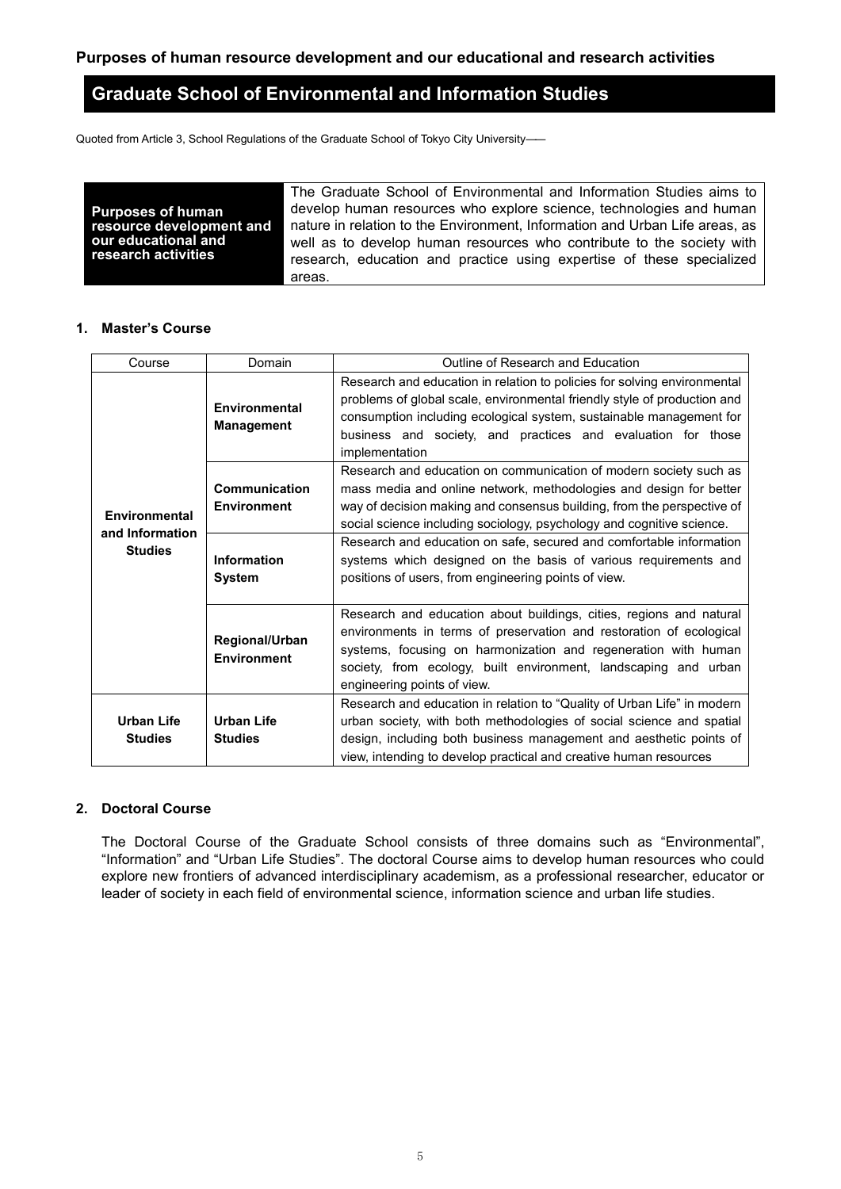**Purposes of human resource development and our educational and research activities**

# Graduate School of Environmental and Information Studies

Quoted from Article 3, School Regulations of the Graduate School of Tokyo City University――

| **Purposes of human resource development and our educational and research activities** | The Graduate School of Environmental and Information Studies aims to develop human resources who explore science, technologies and human nature in relation to the Environment, Information and Urban Life areas, as well as to develop human resources who contribute to the society with research, education and practice using expertise of these specialized areas. |
|---|---|

## 1. Master's Course

| Course | Domain | Outline of Research and Education |
|---|---|---|
| **Environmental and Information Studies** | **Environmental Management** | Research and education in relation to policies for solving environmental problems of global scale, environmental friendly style of production and consumption including ecological system, sustainable management for business and society, and practices and evaluation for those implementation |
| | **Communication Environment** | Research and education on communication of modern society such as mass media and online network, methodologies and design for better way of decision making and consensus building, from the perspective of social science including sociology, psychology and cognitive science. |
| | **Information System** | Research and education on safe, secured and comfortable information systems which designed on the basis of various requirements and positions of users, from engineering points of view. |
| | **Regional/Urban Environment** | Research and education about buildings, cities, regions and natural environments in terms of preservation and restoration of ecological systems, focusing on harmonization and regeneration with human society, from ecology, built environment, landscaping and urban engineering points of view. |
| **Urban Life Studies** | **Urban Life Studies** | Research and education in relation to "Quality of Urban Life" in modern urban society, with both methodologies of social science and spatial design, including both business management and aesthetic points of view, intending to develop practical and creative human resources |

## 2. Doctoral Course

The Doctoral Course of the Graduate School consists of three domains such as "Environmental", "Information" and "Urban Life Studies". The doctoral Course aims to develop human resources who could explore new frontiers of advanced interdisciplinary academism, as a professional researcher, educator or leader of society in each field of environmental science, information science and urban life studies.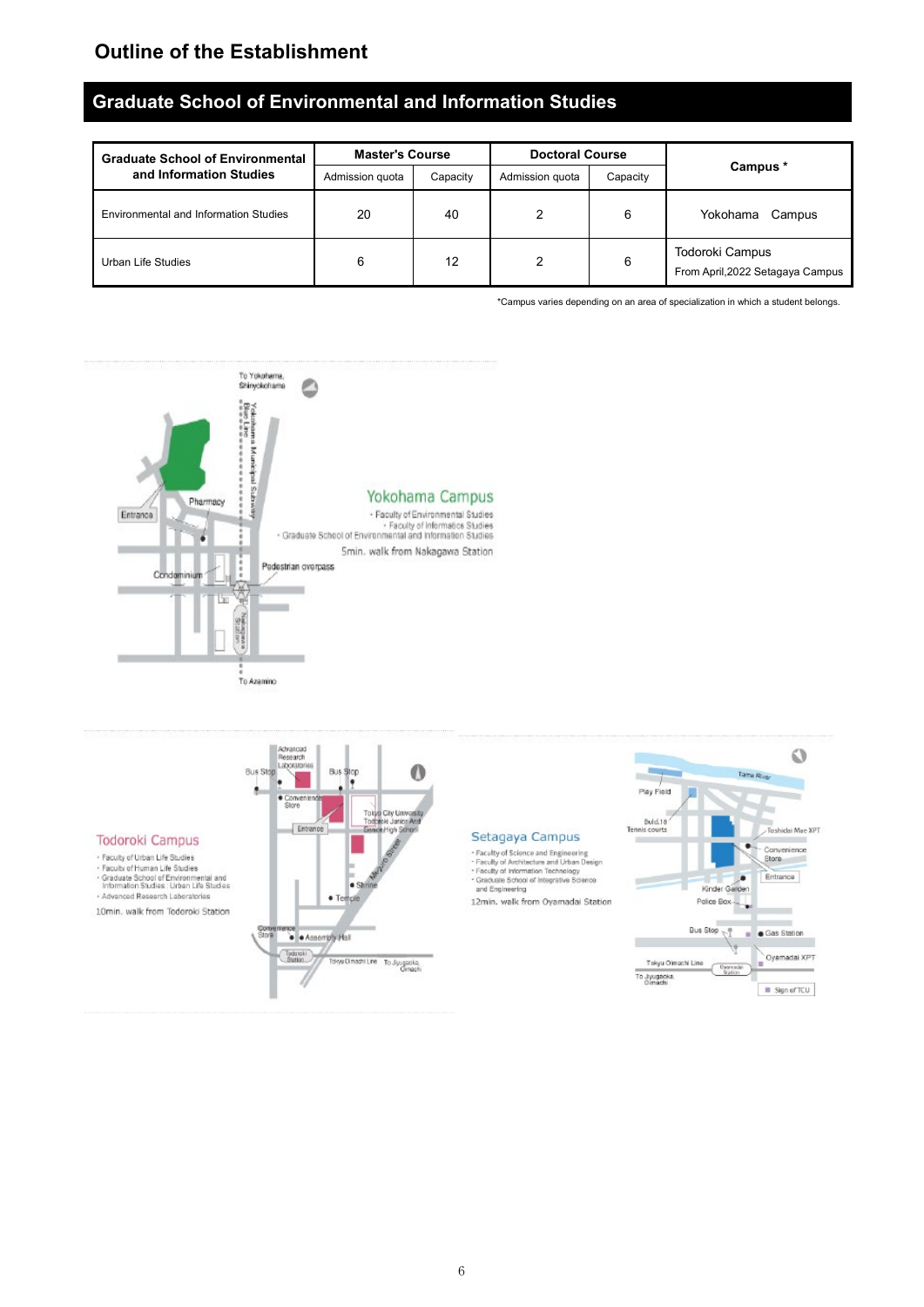## Outline of the Establishment

## Graduate School of Environmental and Information Studies

| Graduate School of Environmental and Information Studies | Master's Course | | Doctoral Course | | Campus * |
|---|---|---|---|---|---|
| | Admission quota | Capacity | Admission quota | Capacity | |
| Environmental and Information Studies | 20 | 40 | 2 | 6 | Yokohama Campus |
| Urban Life Studies | 6 | 12 | 2 | 6 | Todoroki Campus<br>From April,2022 Setagaya Campus |

*Campus varies depending on an area of specialization in which a student belongs.

**Yokohama Campus**

- Faculty of Environmental Studies
- Faculty of Informatics Studies
- Graduate School of Environmental and Information Studies

5min. walk from Nakagawa Station

**Todoroki Campus**

- Faculty of Urban Life Studies
- Faculty of Human Life Studies
- Graduate School of Environmental and Information Studies : Urban Life Studies
- Advanced Research Laboratories

10min. walk from Todoroki Station

**Setagaya Campus**

- Faculty of Science and Engineering
- Faculty of Architecture and Urban Design
- Faculty of Information Technology
- Graduate School of Integrative Science and Engineering

12min. walk from Oyamadai Station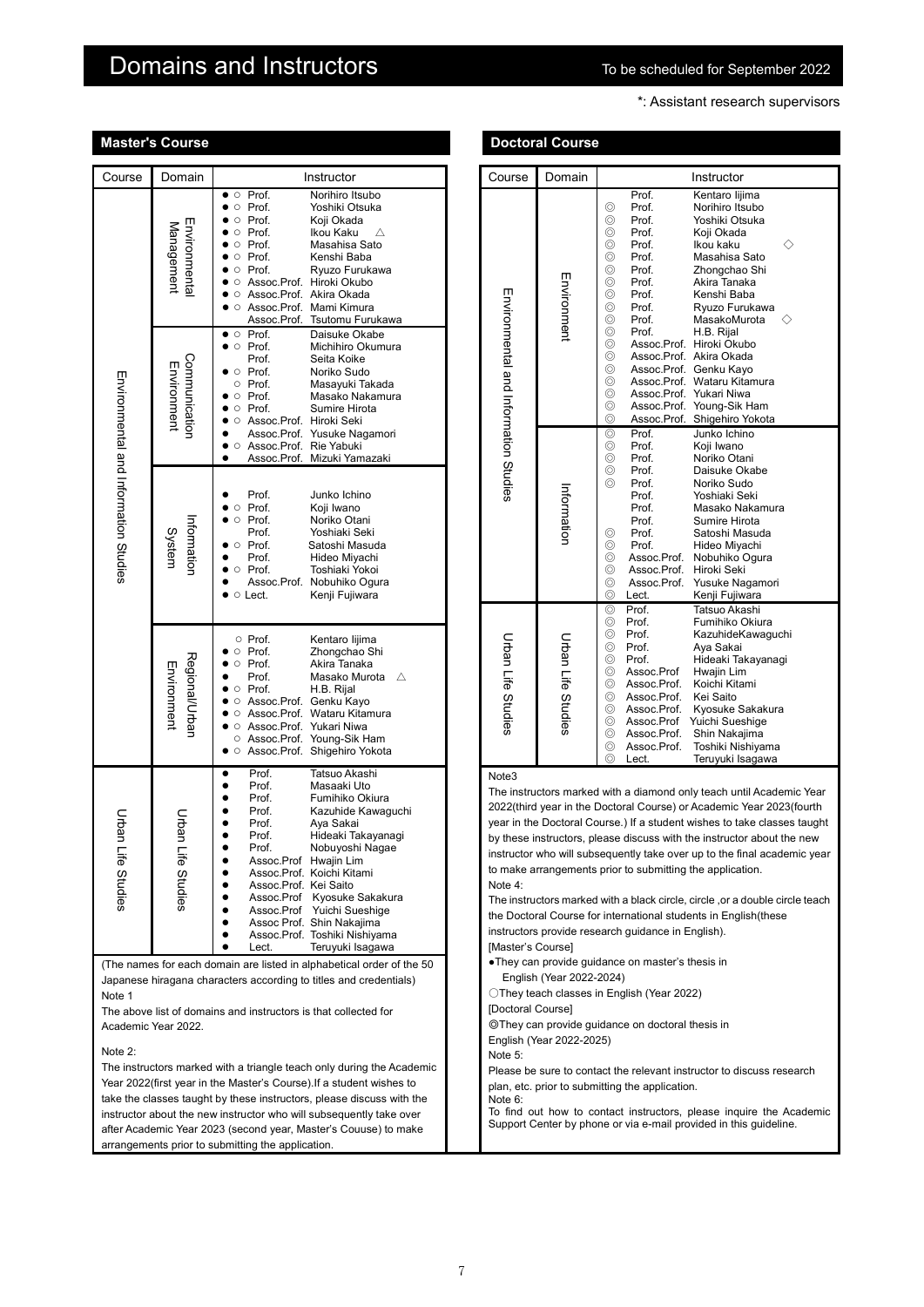# Domains and Instructors

To be scheduled for September 2022

*: Assistant research supervisors

## Master's Course

| Course | Domain | Instructor |
|---|---|---|
| Environmental and Information Studies | Environmental Management | ● ○ Prof. Norihiro Itsubo<br>● ○ Prof. Yoshiki Otsuka<br>● ○ Prof. Koji Okada<br>● ○ Prof. Ikou Kaku △<br>● ○ Prof. Masahisa Sato<br>● ○ Prof. Kenshi Baba<br>● ○ Prof. Ryuzo Furukawa<br>● ○ Assoc.Prof. Hiroki Okubo<br>● ○ Assoc.Prof. Akira Okada<br>● ○ Assoc.Prof. Mami Kimura<br>Assoc.Prof. Tsutomu Furukawa |
| | Communication Environment | ● ○ Prof. Daisuke Okabe<br>● ○ Prof. Michihiro Okumura<br>Prof. Seita Koike<br>● ○ Prof. Noriko Sudo<br>○ Prof. Masayuki Takada<br>● ○ Prof. Masako Nakamura<br>● ○ Prof. Sumire Hirota<br>● ○ Assoc.Prof. Hiroki Seki<br>● Assoc.Prof. Yusuke Nagamori<br>● ○ Assoc.Prof. Rie Yabuki<br>● Assoc.Prof. Mizuki Yamazaki |
| | Information System | ● Prof. Junko Ichino<br>● ○ Prof. Koji Iwano<br>● ○ Prof. Noriko Otani<br>Prof. Yoshiaki Seki<br>● ○ Prof. Satoshi Masuda<br>● Prof. Hideo Miyachi<br>● ○ Prof. Toshiaki Yokoi<br>● Assoc.Prof. Nobuhiko Ogura<br>● ○ Lect. Kenji Fujiwara |
| | Regional/Urban Environment | ○ Prof. Kentaro Iijima<br>● ○ Prof. Zhongchao Shi<br>● ○ Prof. Akira Tanaka<br>● Prof. Masako Murota △<br>● ○ Prof. H.B. Rijal<br>● ○ Assoc.Prof. Genku Kayo<br>● ○ Assoc.Prof. Wataru Kitamura<br>● ○ Assoc.Prof. Yukari Niwa<br>○ Assoc.Prof. Young-Sik Ham<br>● ○ Assoc.Prof. Shigehiro Yokota |
| Urban Life Studies | Urban Life Studies | ● Prof. Tatsuo Akashi<br>● Prof. Masaaki Uto<br>● Prof. Fumihiko Okiura<br>● Prof. Kazuhide Kawaguchi<br>● Prof. Aya Sakai<br>● Prof. Hideaki Takayanagi<br>● Prof. Nobuyoshi Nagae<br>● Assoc.Prof Hwajin Lim<br>● Assoc.Prof. Koichi Kitami<br>● Assoc.Prof. Kei Saito<br>● Assoc.Prof Kyosuke Sakakura<br>● Assoc.Prof Yuichi Sueshige<br>● Assoc Prof. Shin Nakajima<br>● Assoc.Prof. Toshiki Nishiyama<br>● Lect. Teruyuki Isagawa |

(The names for each domain are listed in alphabetical order of the 50 Japanese hiragana characters according to titles and credentials)

Note 1

The above list of domains and instructors is that collected for Academic Year 2022.

Note 2:

The instructors marked with a triangle teach only during the Academic Year 2022(first year in the Master's Course).If a student wishes to take the classes taught by these instructors, please discuss with the instructor about the new instructor who will subsequently take over after Academic Year 2023 (second year, Master's Couuse) to make arrangements prior to submitting the application.

## Doctoral Course

| Course | Domain | Instructor |
|---|---|---|
| Environmental and Information Studies | Environment | Prof. Kentaro Iijima<br>◎ Prof. Norihiro Itsubo<br>◎ Prof. Yoshiki Otsuka<br>◎ Prof. Koji Okada<br>◎ Prof. Ikou kaku ◇<br>◎ Prof. Masahisa Sato<br>◎ Prof. Zhongchao Shi<br>◎ Prof. Akira Tanaka<br>◎ Prof. Kenshi Baba<br>◎ Prof. Ryuzo Furukawa<br>◎ Prof. MasakoMurota ◇<br>◎ Prof. H.B. Rijal<br>◎ Assoc.Prof. Hiroki Okubo<br>◎ Assoc.Prof. Akira Okada<br>◎ Assoc.Prof. Genku Kayo<br>◎ Assoc.Prof. Wataru Kitamura<br>◎ Assoc.Prof. Yukari Niwa<br>◎ Assoc.Prof. Young-Sik Ham<br>◎ Assoc.Prof. Shigehiro Yokota |
| | Information | ◎ Prof. Junko Ichino<br>◎ Prof. Koji Iwano<br>◎ Prof. Noriko Otani<br>◎ Prof. Daisuke Okabe<br>◎ Prof. Noriko Sudo<br>Prof. Yoshiaki Seki<br>Prof. Masako Nakamura<br>Prof. Sumire Hirota<br>◎ Prof. Satoshi Masuda<br>◎ Prof. Hideo Miyachi<br>◎ Assoc.Prof. Nobuhiko Ogura<br>◎ Assoc.Prof. Hiroki Seki<br>◎ Assoc.Prof. Yusuke Nagamori<br>◎ Lect. Kenji Fujiwara |
| Urban Life Studies | Urban Life Studies | ◎ Prof. Tatsuo Akashi<br>◎ Prof. Fumihiko Okiura<br>◎ Prof. KazuhideKawaguchi<br>◎ Prof. Aya Sakai<br>◎ Prof. Hideaki Takayanagi<br>◎ Assoc.Prof Hwajin Lim<br>◎ Assoc.Prof. Koichi Kitami<br>◎ Assoc.Prof. Kei Saito<br>◎ Assoc.Prof. Kyosuke Sakakura<br>◎ Assoc.Prof Yuichi Sueshige<br>◎ Assoc.Prof. Shin Nakajima<br>◎ Assoc.Prof. Toshiki Nishiyama<br>◎ Lect. Teruyuki Isagawa |

Note3

The instructors marked with a diamond only teach until Academic Year 2022(third year in the Doctoral Course) or Academic Year 2023(fourth year in the Doctoral Course.) If a student wishes to take classes taught by these instructors, please discuss with the instructor about the new instructor who will subsequently take over up to the final academic year to make arrangements prior to submitting the application.

Note 4:

The instructors marked with a black circle, circle ,or a double circle teach the Doctoral Course for international students in English(these instructors provide research guidance in English).

[Master's Course]

●They can provide guidance on master's thesis in English (Year 2022-2024)

○They teach classes in English (Year 2022)

[Doctoral Course]

◎They can provide guidance on doctoral thesis in English (Year 2022-2025)

Note 5:

Please be sure to contact the relevant instructor to discuss research plan, etc. prior to submitting the application.

Note 6:

To find out how to contact instructors, please inquire the Academic Support Center by phone or via e-mail provided in this guideline.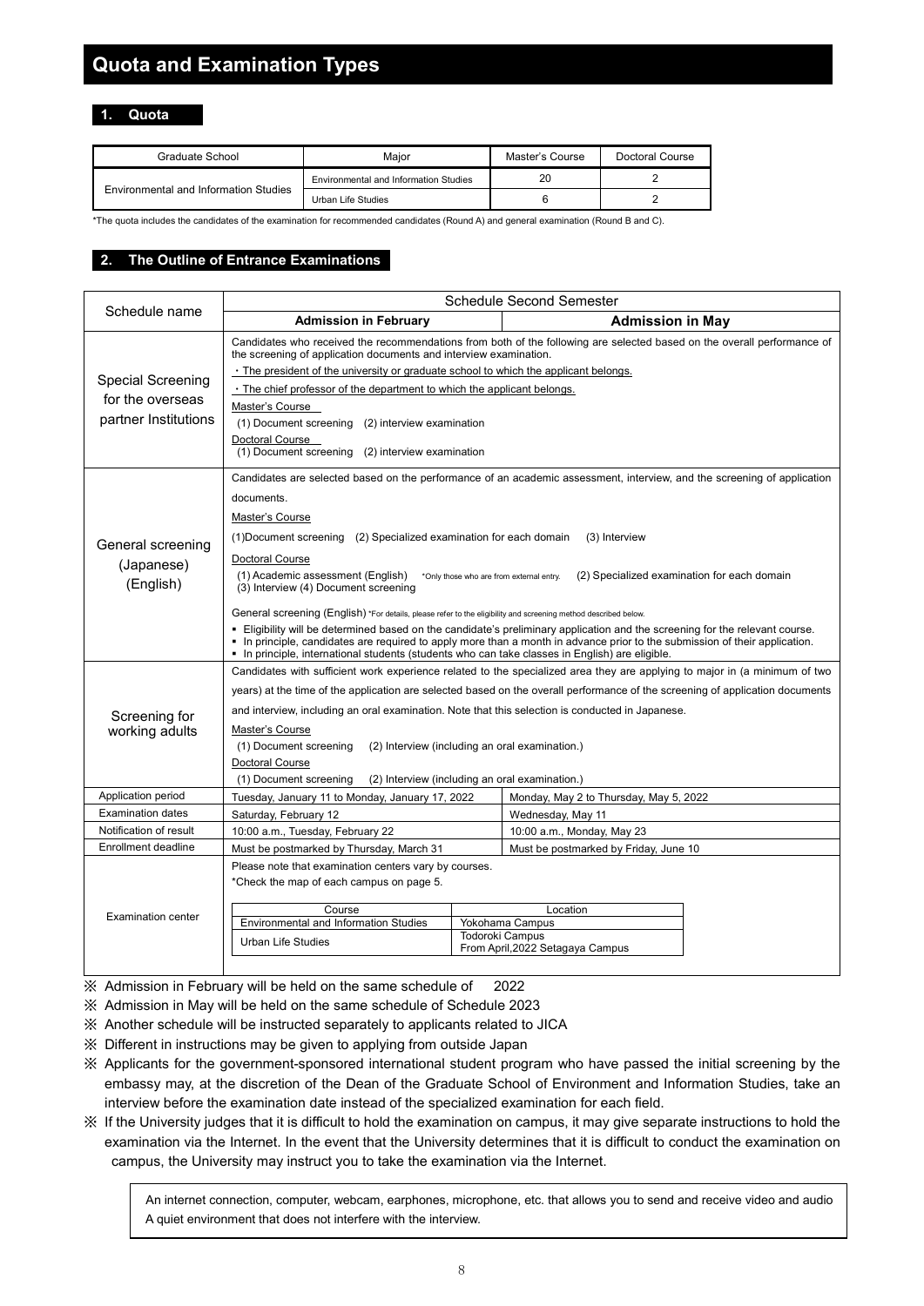# Quota and Examination Types

## 1. Quota

| Graduate School | Major | Master's Course | Doctoral Course |
|---|---|---|---|
| Environmental and Information Studies | Environmental and Information Studies | 20 | 2 |
| | Urban Life Studies | 6 | 2 |

*The quota includes the candidates of the examination for recommended candidates (Round A) and general examination (Round B and C).

## 2. The Outline of Entrance Examinations

| Schedule name | Schedule Second Semester | |
|---|---|---|
| | **Admission in February** | **Admission in May** |
| Special Screening for the overseas partner Institutions | Candidates who received the recommendations from both of the following are selected based on the overall performance of the screening of application documents and interview examination.<br>・The president of the university or graduate school to which the applicant belongs.<br>・The chief professor of the department to which the applicant belongs.<br>Master's Course<br>(1) Document screening (2) interview examination<br>Doctoral Course<br>(1) Document screening (2) interview examination | |
| General screening (Japanese) (English) | Candidates are selected based on the performance of an academic assessment, interview, and the screening of application documents.<br>Master's Course<br>(1)Document screening (2) Specialized examination for each domain (3) Interview<br>Doctoral Course<br>(1) Academic assessment (English) *Only those who are from external entry. (2) Specialized examination for each domain (3) Interview (4) Document screening<br>General screening (English) *For details, please refer to the eligibility and screening method described below.<br>▪ Eligibility will be determined based on the candidate's preliminary application and the screening for the relevant course.<br>▪ In principle, candidates are required to apply more than a month in advance prior to the submission of their application.<br>▪ In principle, international students (students who can take classes in English) are eligible. | |
| Screening for working adults | Candidates with sufficient work experience related to the specialized area they are applying to major in (a minimum of two years) at the time of the application are selected based on the overall performance of the screening of application documents and interview, including an oral examination. Note that this selection is conducted in Japanese.<br>Master's Course<br>(1) Document screening (2) Interview (including an oral examination.)<br>Doctoral Course<br>(1) Document screening (2) Interview (including an oral examination.) | |
| Application period | Tuesday, January 11 to Monday, January 17, 2022 | Monday, May 2 to Thursday, May 5, 2022 |
| Examination dates | Saturday, February 12 | Wednesday, May 11 |
| Notification of result | 10:00 a.m., Tuesday, February 22 | 10:00 a.m., Monday, May 23 |
| Enrollment deadline | Must be postmarked by Thursday, March 31 | Must be postmarked by Friday, June 10 |
| Examination center | Please note that examination centers vary by courses.<br>*Check the map of each campus on page 5.<br>Course: Environmental and Information Studies — Location: Yokohama Campus<br>Course: Urban Life Studies — Location: Todoroki Campus From April,2022 Setagaya Campus | |

※ Admission in February will be held on the same schedule of 2022

※ Admission in May will be held on the same schedule of Schedule 2023

※ Another schedule will be instructed separately to applicants related to JICA

※ Different in instructions may be given to applying from outside Japan

※ Applicants for the government-sponsored international student program who have passed the initial screening by the embassy may, at the discretion of the Dean of the Graduate School of Environment and Information Studies, take an interview before the examination date instead of the specialized examination for each field.

※ If the University judges that it is difficult to hold the examination on campus, it may give separate instructions to hold the examination via the Internet. In the event that the University determines that it is difficult to conduct the examination on campus, the University may instruct you to take the examination via the Internet.

> An internet connection, computer, webcam, earphones, microphone, etc. that allows you to send and receive video and audio
> A quiet environment that does not interfere with the interview.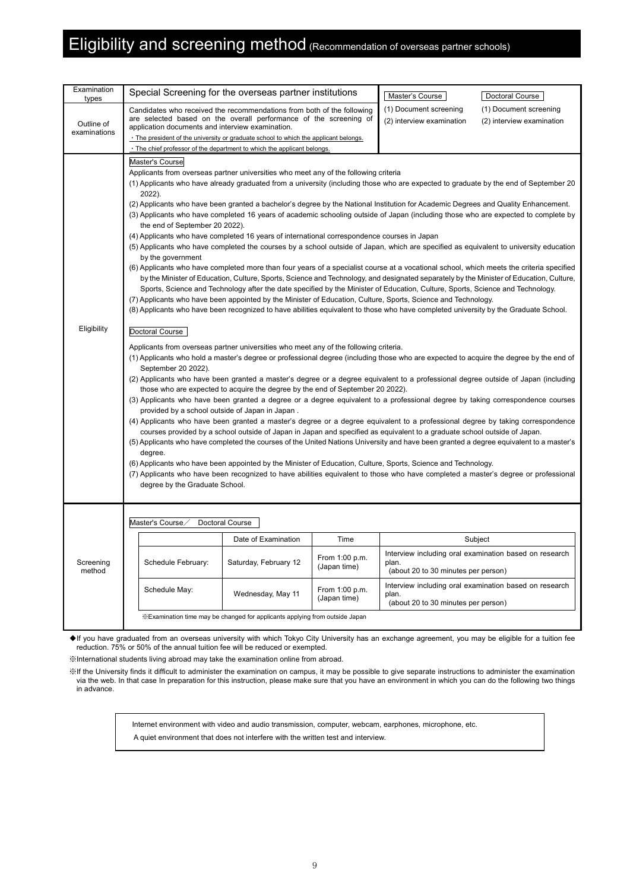# Eligibility and screening method (Recommendation of overseas partner schools)

| Examination types | Special Screening for the overseas partner institutions | Master's Course | Doctoral Course |
|---|---|---|---|
| Outline of examinations | Candidates who received the recommendations from both of the following are selected based on the overall performance of the screening of application documents and interview examination.<br>・The president of the university or graduate school to which the applicant belongs.<br>・The chief professor of the department to which the applicant belongs. | (1) Document screening<br>(2) interview examination | (1) Document screening<br>(2) interview examination |

## Eligibility

**Master's Course**

Applicants from overseas partner universities who meet any of the following criteria

(1) Applicants who have already graduated from a university (including those who are expected to graduate by the end of September 20 2022).

(2) Applicants who have been granted a bachelor's degree by the National Institution for Academic Degrees and Quality Enhancement.

(3) Applicants who have completed 16 years of academic schooling outside of Japan (including those who are expected to complete by the end of September 20 2022).

(4) Applicants who have completed 16 years of international correspondence courses in Japan

(5) Applicants who have completed the courses by a school outside of Japan, which are specified as equivalent to university education by the government

(6) Applicants who have completed more than four years of a specialist course at a vocational school, which meets the criteria specified by the Minister of Education, Culture, Sports, Science and Technology, and designated separately by the Minister of Education, Culture, Sports, Science and Technology after the date specified by the Minister of Education, Culture, Sports, Science and Technology.

(7) Applicants who have been appointed by the Minister of Education, Culture, Sports, Science and Technology.

(8) Applicants who have been recognized to have abilities equivalent to those who have completed university by the Graduate School.

**Doctoral Course**

Applicants from overseas partner universities who meet any of the following criteria.

(1) Applicants who hold a master's degree or professional degree (including those who are expected to acquire the degree by the end of September 20 2022).

(2) Applicants who have been granted a master's degree or a degree equivalent to a professional degree outside of Japan (including those who are expected to acquire the degree by the end of September 20 2022).

(3) Applicants who have been granted a degree or a degree equivalent to a professional degree by taking correspondence courses provided by a school outside of Japan in Japan .

(4) Applicants who have been granted a master's degree or a degree equivalent to a professional degree by taking correspondence courses provided by a school outside of Japan in Japan and specified as equivalent to a graduate school outside of Japan.

(5) Applicants who have completed the courses of the United Nations University and have been granted a degree equivalent to a master's degree.

(6) Applicants who have been appointed by the Minister of Education, Culture, Sports, Science and Technology.

(7) Applicants who have been recognized to have abilities equivalent to those who have completed a master's degree or professional degree by the Graduate School.

## Screening method

**Master's Course／ Doctoral Course**

| | Date of Examination | Time | Subject |
|---|---|---|---|
| Schedule February: | Saturday, February 12 | From 1:00 p.m. (Japan time) | Interview including oral examination based on research plan. (about 20 to 30 minutes per person) |
| Schedule May: | Wednesday, May 11 | From 1:00 p.m. (Japan time) | Interview including oral examination based on research plan. (about 20 to 30 minutes per person) |

※Examination time may be changed for applicants applying from outside Japan

◆If you have graduated from an overseas university with which Tokyo City University has an exchange agreement, you may be eligible for a tuition fee reduction. 75% or 50% of the annual tuition fee will be reduced or exempted.

※International students living abroad may take the examination online from abroad.

※If the University finds it difficult to administer the examination on campus, it may be possible to give separate instructions to administer the examination via the web. In that case In preparation for this instruction, please make sure that you have an environment in which you can do the following two things in advance.

> Internet environment with video and audio transmission, computer, webcam, earphones, microphone, etc.
>
> A quiet environment that does not interfere with the written test and interview.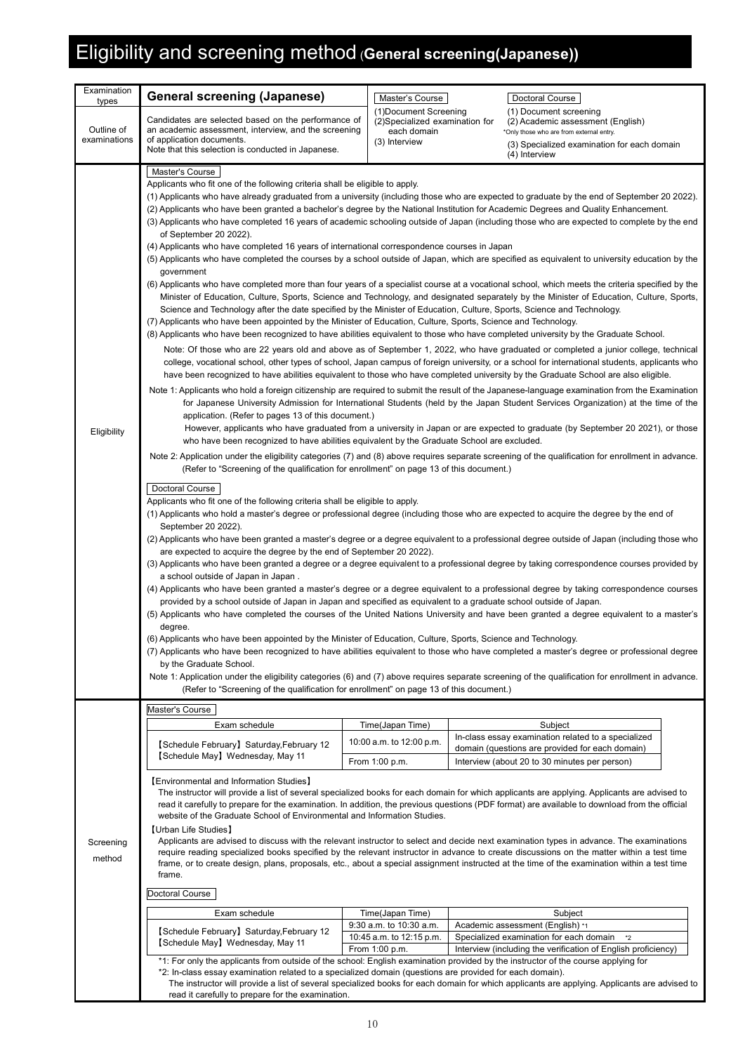# Eligibility and screening method (**General screening(Japanese)**)

| Examination types | **General screening (Japanese)** |
|---|---|
| Outline of examinations | Candidates are selected based on the performance of an academic assessment, interview, and the screening of application documents.<br>Note that this selection is conducted in Japanese.<br><br>Master's Course<br>(1)Document Screening<br>(2)Specialized examination for each domain<br>(3) Interview<br><br>Doctoral Course<br>(1) Document screening<br>(2) Academic assessment (English)<br>*Only those who are from external entry.<br>(3) Specialized examination for each domain<br>(4) Interview |

## Eligibility

**Master's Course**

Applicants who fit one of the following criteria shall be eligible to apply.

(1) Applicants who have already graduated from a university (including those who are expected to graduate by the end of September 20 2022).

(2) Applicants who have been granted a bachelor's degree by the National Institution for Academic Degrees and Quality Enhancement.

(3) Applicants who have completed 16 years of academic schooling outside of Japan (including those who are expected to complete by the end of September 20 2022).

(4) Applicants who have completed 16 years of international correspondence courses in Japan

(5) Applicants who have completed the courses by a school outside of Japan, which are specified as equivalent to university education by the government

(6) Applicants who have completed more than four years of a specialist course at a vocational school, which meets the criteria specified by the Minister of Education, Culture, Sports, Science and Technology, and designated separately by the Minister of Education, Culture, Sports, Science and Technology after the date specified by the Minister of Education, Culture, Sports, Science and Technology.

(7) Applicants who have been appointed by the Minister of Education, Culture, Sports, Science and Technology.

(8) Applicants who have been recognized to have abilities equivalent to those who have completed university by the Graduate School.

Note: Of those who are 22 years old and above as of September 1, 2022, who have graduated or completed a junior college, technical college, vocational school, other types of school, Japan campus of foreign university, or a school for international students, applicants who have been recognized to have abilities equivalent to those who have completed university by the Graduate School are also eligible.

Note 1: Applicants who hold a foreign citizenship are required to submit the result of the Japanese-language examination from the Examination for Japanese University Admission for International Students (held by the Japan Student Services Organization) at the time of the application. (Refer to pages 13 of this document.)
However, applicants who have graduated from a university in Japan or are expected to graduate (by September 20 2021), or those who have been recognized to have abilities equivalent by the Graduate School are excluded.

Note 2: Application under the eligibility categories (7) and (8) above requires separate screening of the qualification for enrollment in advance. (Refer to "Screening of the qualification for enrollment" on page 13 of this document.)

**Doctoral Course**

Applicants who fit one of the following criteria shall be eligible to apply.

(1) Applicants who hold a master's degree or professional degree (including those who are expected to acquire the degree by the end of September 20 2022).

(2) Applicants who have been granted a master's degree or a degree equivalent to a professional degree outside of Japan (including those who are expected to acquire the degree by the end of September 20 2022).

(3) Applicants who have been granted a degree or a degree equivalent to a professional degree by taking correspondence courses provided by a school outside of Japan in Japan .

(4) Applicants who have been granted a master's degree or a degree equivalent to a professional degree by taking correspondence courses provided by a school outside of Japan in Japan and specified as equivalent to a graduate school outside of Japan.

(5) Applicants who have completed the courses of the United Nations University and have been granted a degree equivalent to a master's degree.

(6) Applicants who have been appointed by the Minister of Education, Culture, Sports, Science and Technology.

(7) Applicants who have been recognized to have abilities equivalent to those who have completed a master's degree or professional degree by the Graduate School.

Note 1: Application under the eligibility categories (6) and (7) above requires separate screening of the qualification for enrollment in advance. (Refer to "Screening of the qualification for enrollment" on page 13 of this document.)

## Screening method

**Master's Course**

| Exam schedule | Time(Japan Time) | Subject |
|---|---|---|
| 【Schedule February】Saturday,February 12<br>【Schedule May】Wednesday, May 11 | 10:00 a.m. to 12:00 p.m. | In-class essay examination related to a specialized domain (questions are provided for each domain) |
| | From 1:00 p.m. | Interview (about 20 to 30 minutes per person) |

【Environmental and Information Studies】
The instructor will provide a list of several specialized books for each domain for which applicants are applying. Applicants are advised to read it carefully to prepare for the examination. In addition, the previous questions (PDF format) are available to download from the official website of the Graduate School of Environmental and Information Studies.

【Urban Life Studies】
Applicants are advised to discuss with the relevant instructor to select and decide next examination types in advance. The examinations require reading specialized books specified by the relevant instructor in advance to create discussions on the matter within a test time frame, or to create design, plans, proposals, etc., about a special assignment instructed at the time of the examination within a test time frame.

**Doctoral Course**

| Exam schedule | Time(Japan Time) | Subject |
|---|---|---|
| 【Schedule February】Saturday,February 12<br>【Schedule May】Wednesday, May 11 | 9:30 a.m. to 10:30 a.m. | Academic assessment (English) *1 |
| | 10:45 a.m. to 12:15 p.m. | Specialized examination for each domain *2 |
| | From 1:00 p.m. | Interview (including the verification of English proficiency) |

*1: For only the applicants from outside of the school: English examination provided by the instructor of the course applying for

*2: In-class essay examination related to a specialized domain (questions are provided for each domain).
The instructor will provide a list of several specialized books for each domain for which applicants are applying. Applicants are advised to read it carefully to prepare for the examination.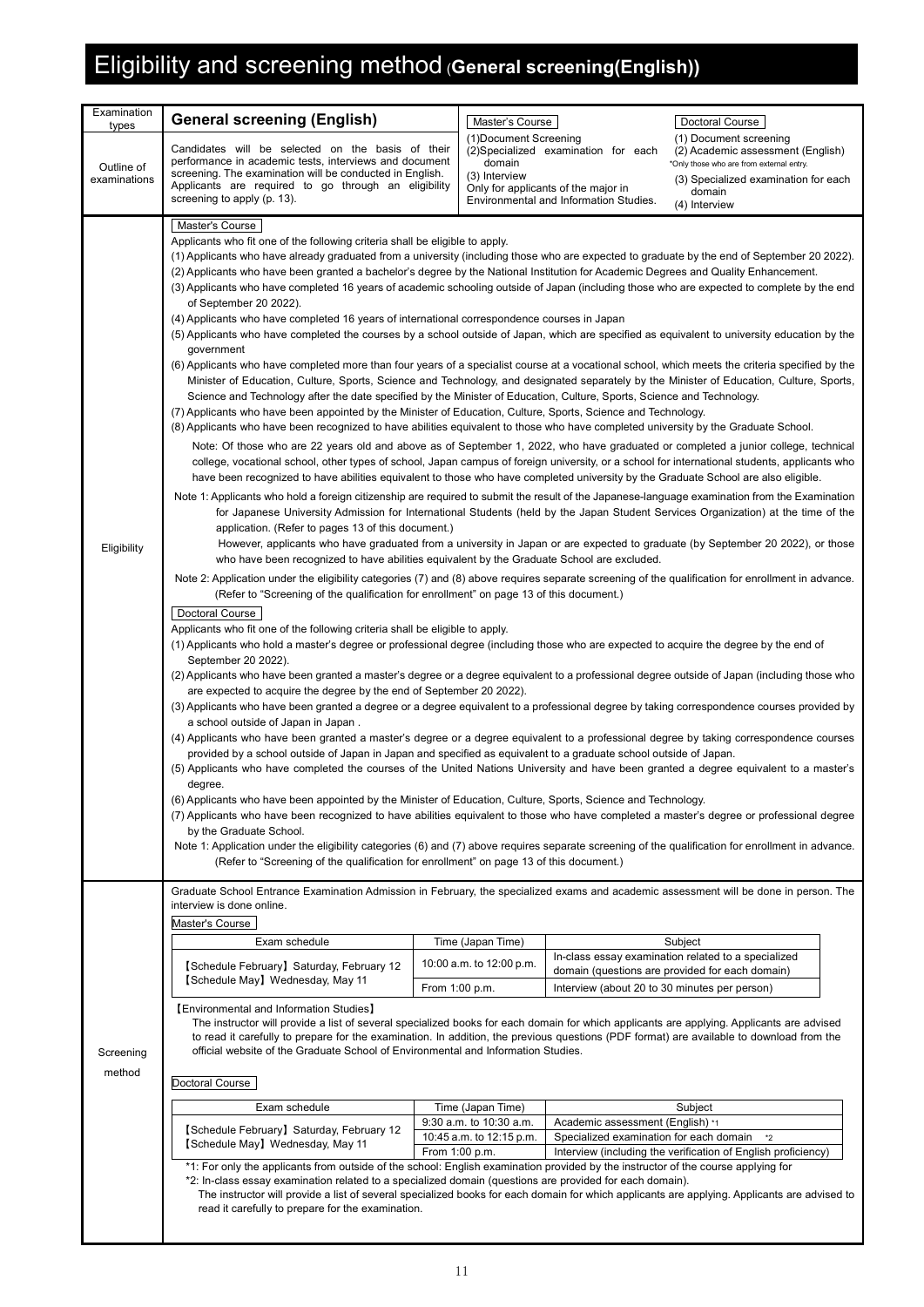# Eligibility and screening method (General screening(English))

| Examination types | General screening (English) | Master's Course | Doctoral Course |
|---|---|---|---|
| Outline of examinations | Candidates will be selected on the basis of their performance in academic tests, interviews and document screening. The examination will be conducted in English. Applicants are required to go through an eligibility screening to apply (p. 13). | (1)Document Screening<br>(2)Specialized examination for each domain<br>(3) Interview<br>Only for applicants of the major in Environmental and Information Studies. | (1) Document screening<br>(2) Academic assessment (English)<br>*Only those who are from external entry.<br>(3) Specialized examination for each domain<br>(4) Interview |

## Eligibility

**Master's Course**

Applicants who fit one of the following criteria shall be eligible to apply.

(1) Applicants who have already graduated from a university (including those who are expected to graduate by the end of September 20 2022).

(2) Applicants who have been granted a bachelor's degree by the National Institution for Academic Degrees and Quality Enhancement.

(3) Applicants who have completed 16 years of academic schooling outside of Japan (including those who are expected to complete by the end of September 20 2022).

(4) Applicants who have completed 16 years of international correspondence courses in Japan

(5) Applicants who have completed the courses by a school outside of Japan, which are specified as equivalent to university education by the government

(6) Applicants who have completed more than four years of a specialist course at a vocational school, which meets the criteria specified by the Minister of Education, Culture, Sports, Science and Technology, and designated separately by the Minister of Education, Culture, Sports, Science and Technology after the date specified by the Minister of Education, Culture, Sports, Science and Technology.

(7) Applicants who have been appointed by the Minister of Education, Culture, Sports, Science and Technology.

(8) Applicants who have been recognized to have abilities equivalent to those who have completed university by the Graduate School.

Note: Of those who are 22 years old and above as of September 1, 2022, who have graduated or completed a junior college, technical college, vocational school, other types of school, Japan campus of foreign university, or a school for international students, applicants who have been recognized to have abilities equivalent to those who have completed university by the Graduate School are also eligible.

Note 1: Applicants who hold a foreign citizenship are required to submit the result of the Japanese-language examination from the Examination for Japanese University Admission for International Students (held by the Japan Student Services Organization) at the time of the application. (Refer to pages 13 of this document.)
However, applicants who have graduated from a university in Japan or are expected to graduate (by September 20 2022), or those who have been recognized to have abilities equivalent by the Graduate School are excluded.

Note 2: Application under the eligibility categories (7) and (8) above requires separate screening of the qualification for enrollment in advance. (Refer to "Screening of the qualification for enrollment" on page 13 of this document.)

**Doctoral Course**

Applicants who fit one of the following criteria shall be eligible to apply.

(1) Applicants who hold a master's degree or professional degree (including those who are expected to acquire the degree by the end of September 20 2022).

(2) Applicants who have been granted a master's degree or a degree equivalent to a professional degree outside of Japan (including those who are expected to acquire the degree by the end of September 20 2022).

(3) Applicants who have been granted a degree or a degree equivalent to a professional degree by taking correspondence courses provided by a school outside of Japan in Japan .

(4) Applicants who have been granted a master's degree or a degree equivalent to a professional degree by taking correspondence courses provided by a school outside of Japan in Japan and specified as equivalent to a graduate school outside of Japan.

(5) Applicants who have completed the courses of the United Nations University and have been granted a degree equivalent to a master's degree.

(6) Applicants who have been appointed by the Minister of Education, Culture, Sports, Science and Technology.

(7) Applicants who have been recognized to have abilities equivalent to those who have completed a master's degree or professional degree by the Graduate School.

Note 1: Application under the eligibility categories (6) and (7) above requires separate screening of the qualification for enrollment in advance. (Refer to "Screening of the qualification for enrollment" on page 13 of this document.)

## Screening method

Graduate School Entrance Examination Admission in February, the specialized exams and academic assessment will be done in person. The interview is done online.

**Master's Course**

| Exam schedule | Time (Japan Time) | Subject |
|---|---|---|
| 【Schedule February】Saturday, February 12<br>【Schedule May】Wednesday, May 11 | 10:00 a.m. to 12:00 p.m. | In-class essay examination related to a specialized domain (questions are provided for each domain) |
| | From 1:00 p.m. | Interview (about 20 to 30 minutes per person) |

【Environmental and Information Studies】
The instructor will provide a list of several specialized books for each domain for which applicants are applying. Applicants are advised to read it carefully to prepare for the examination. In addition, the previous questions (PDF format) are available to download from the official website of the Graduate School of Environmental and Information Studies.

**Doctoral Course**

| Exam schedule | Time (Japan Time) | Subject |
|---|---|---|
| 【Schedule February】Saturday, February 12<br>【Schedule May】Wednesday, May 11 | 9:30 a.m. to 10:30 a.m. | Academic assessment (English) *1 |
| | 10:45 a.m. to 12:15 p.m. | Specialized examination for each domain *2 |
| | From 1:00 p.m. | Interview (including the verification of English proficiency) |

*1: For only the applicants from outside of the school: English examination provided by the instructor of the course applying for

*2: In-class essay examination related to a specialized domain (questions are provided for each domain).
The instructor will provide a list of several specialized books for each domain for which applicants are applying. Applicants are advised to read it carefully to prepare for the examination.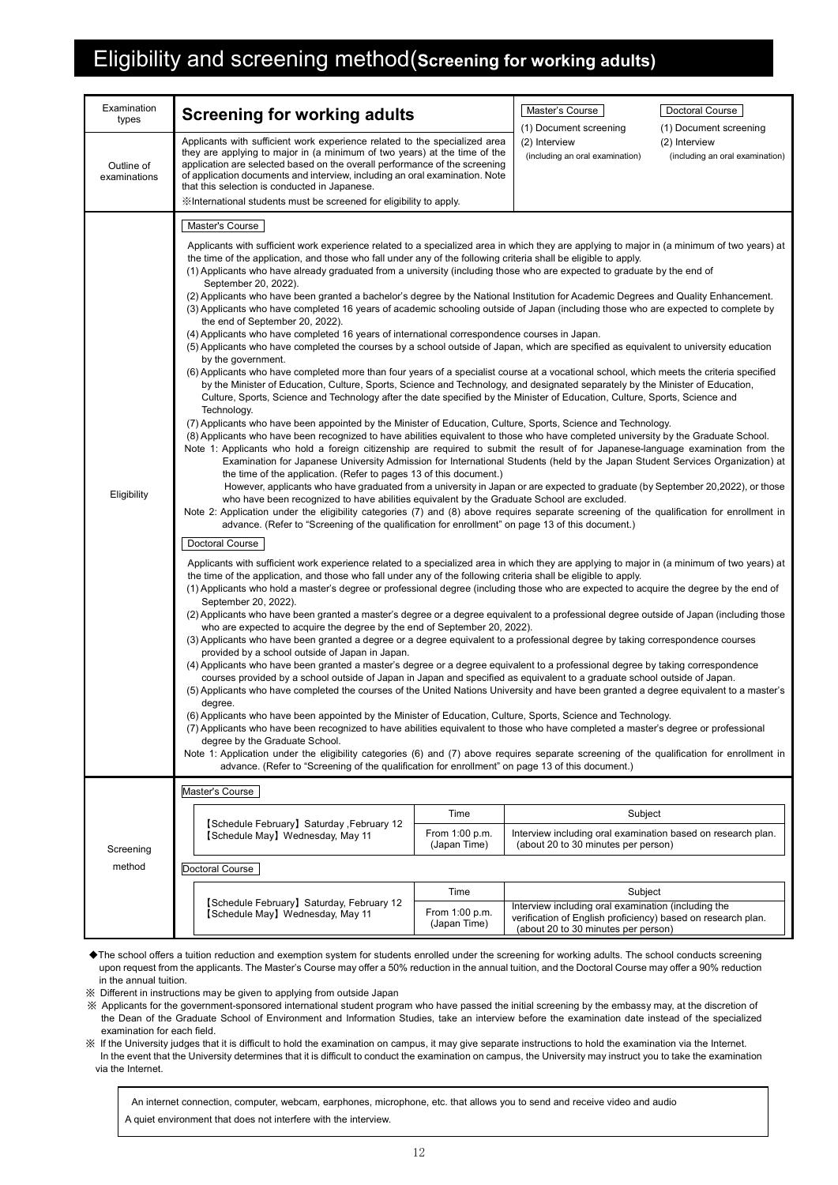# Eligibility and screening method(**Screening for working adults)**

## Examination types

**Screening for working adults**

| Master's Course | Doctoral Course |
|---|---|
| (1) Document screening | (1) Document screening |
| (2) Interview (including an oral examination) | (2) Interview (including an oral examination) |

## Outline of examinations

Applicants with sufficient work experience related to the specialized area they are applying to major in (a minimum of two years) at the time of the application are selected based on the overall performance of the screening of application documents and interview, including an oral examination. Note that this selection is conducted in Japanese.

※International students must be screened for eligibility to apply.

## Eligibility

### Master's Course

Applicants with sufficient work experience related to a specialized area in which they are applying to major in (a minimum of two years) at the time of the application, and those who fall under any of the following criteria shall be eligible to apply.

(1) Applicants who have already graduated from a university (including those who are expected to graduate by the end of September 20, 2022).

(2) Applicants who have been granted a bachelor's degree by the National Institution for Academic Degrees and Quality Enhancement.

(3) Applicants who have completed 16 years of academic schooling outside of Japan (including those who are expected to complete by the end of September 20, 2022).

(4) Applicants who have completed 16 years of international correspondence courses in Japan.

(5) Applicants who have completed the courses by a school outside of Japan, which are specified as equivalent to university education by the government.

(6) Applicants who have completed more than four years of a specialist course at a vocational school, which meets the criteria specified by the Minister of Education, Culture, Sports, Science and Technology, and designated separately by the Minister of Education, Culture, Sports, Science and Technology after the date specified by the Minister of Education, Culture, Sports, Science and Technology.

(7) Applicants who have been appointed by the Minister of Education, Culture, Sports, Science and Technology.

(8) Applicants who have been recognized to have abilities equivalent to those who have completed university by the Graduate School.

Note 1: Applicants who hold a foreign citizenship are required to submit the result of for Japanese-language examination from the Examination for Japanese University Admission for International Students (held by the Japan Student Services Organization) at the time of the application. (Refer to pages 13 of this document.)

However, applicants who have graduated from a university in Japan or are expected to graduate (by September 20,2022), or those who have been recognized to have abilities equivalent by the Graduate School are excluded.

Note 2: Application under the eligibility categories (7) and (8) above requires separate screening of the qualification for enrollment in advance. (Refer to "Screening of the qualification for enrollment" on page 13 of this document.)

### Doctoral Course

Applicants with sufficient work experience related to a specialized area in which they are applying to major in (a minimum of two years) at the time of the application, and those who fall under any of the following criteria shall be eligible to apply.

(1) Applicants who hold a master's degree or professional degree (including those who are expected to acquire the degree by the end of September 20, 2022).

(2) Applicants who have been granted a master's degree or a degree equivalent to a professional degree outside of Japan (including those who are expected to acquire the degree by the end of September 20, 2022).

(3) Applicants who have been granted a degree or a degree equivalent to a professional degree by taking correspondence courses provided by a school outside of Japan in Japan.

(4) Applicants who have been granted a master's degree or a degree equivalent to a professional degree by taking correspondence courses provided by a school outside of Japan in Japan and specified as equivalent to a graduate school outside of Japan.

(5) Applicants who have completed the courses of the United Nations University and have been granted a degree equivalent to a master's degree.

(6) Applicants who have been appointed by the Minister of Education, Culture, Sports, Science and Technology.

(7) Applicants who have been recognized to have abilities equivalent to those who have completed a master's degree or professional degree by the Graduate School.

Note 1: Application under the eligibility categories (6) and (7) above requires separate screening of the qualification for enrollment in advance. (Refer to "Screening of the qualification for enrollment" on page 13 of this document.)

## Screening method

### Master's Course

| | Time | Subject |
|---|---|---|
| 【Schedule February】 Saturday ,February 12<br>【Schedule May】 Wednesday, May 11 | From 1:00 p.m. (Japan Time) | Interview including oral examination based on research plan. (about 20 to 30 minutes per person) |

### Doctoral Course

| | Time | Subject |
|---|---|---|
| 【Schedule February】 Saturday, February 12<br>【Schedule May】 Wednesday, May 11 | From 1:00 p.m. (Japan Time) | Interview including oral examination (including the verification of English proficiency) based on research plan. (about 20 to 30 minutes per person) |

◆The school offers a tuition reduction and exemption system for students enrolled under the screening for working adults. The school conducts screening upon request from the applicants. The Master's Course may offer a 50% reduction in the annual tuition, and the Doctoral Course may offer a 90% reduction in the annual tuition.

※ Different in instructions may be given to applying from outside Japan

※ Applicants for the government-sponsored international student program who have passed the initial screening by the embassy may, at the discretion of the Dean of the Graduate School of Environment and Information Studies, take an interview before the examination date instead of the specialized examination for each field.

※ If the University judges that it is difficult to hold the examination on campus, it may give separate instructions to hold the examination via the Internet. In the event that the University determines that it is difficult to conduct the examination on campus, the University may instruct you to take the examination via the Internet.

An internet connection, computer, webcam, earphones, microphone, etc. that allows you to send and receive video and audio

A quiet environment that does not interfere with the interview.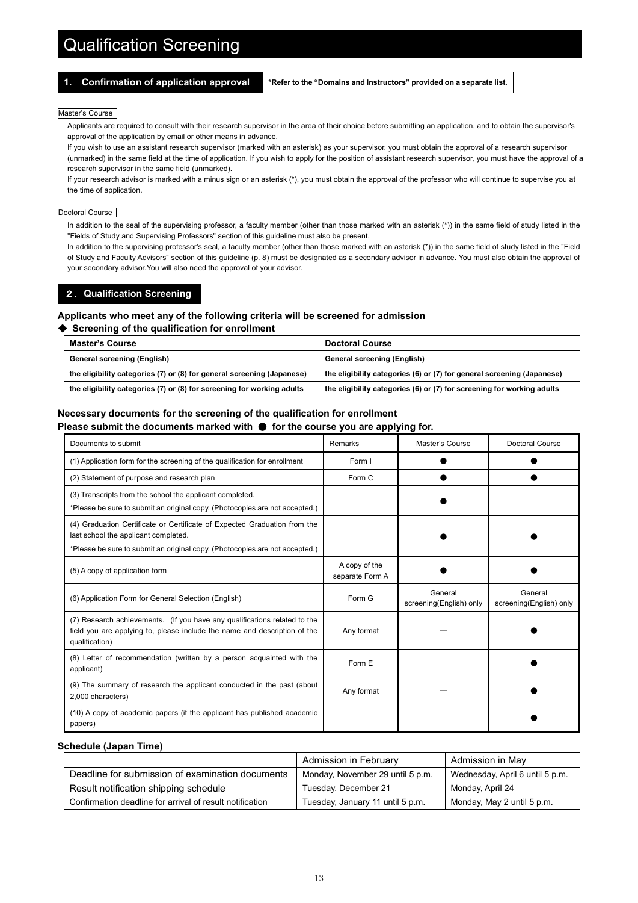# Qualification Screening

## 1. Confirmation of application approval

**\*Refer to the "Domains and Instructors" provided on a separate list.**

Master's Course

Applicants are required to consult with their research supervisor in the area of their choice before submitting an application, and to obtain the supervisor's approval of the application by email or other means in advance.

If you wish to use an assistant research supervisor (marked with an asterisk) as your supervisor, you must obtain the approval of a research supervisor (unmarked) in the same field at the time of application. If you wish to apply for the position of assistant research supervisor, you must have the approval of a research supervisor in the same field (unmarked).

If your research advisor is marked with a minus sign or an asterisk (*), you must obtain the approval of the professor who will continue to supervise you at the time of application.

Doctoral Course

In addition to the seal of the supervising professor, a faculty member (other than those marked with an asterisk (*)) in the same field of study listed in the "Fields of Study and Supervising Professors" section of this guideline must also be present.

In addition to the supervising professor's seal, a faculty member (other than those marked with an asterisk (*)) in the same field of study listed in the "Field of Study and Faculty Advisors" section of this guideline (p. 8) must be designated as a secondary advisor in advance. You must also obtain the approval of your secondary advisor.You will also need the approval of your advisor.

## 2. Qualification Screening

**Applicants who meet any of the following criteria will be screened for admission**

◆ **Screening of the qualification for enrollment**

| Master's Course | Doctoral Course |
|---|---|
| General screening (English) | General screening (English) |
| the eligibility categories (7) or (8) for general screening (Japanese) | the eligibility categories (6) or (7) for general screening (Japanese) |
| the eligibility categories (7) or (8) for screening for working adults | the eligibility categories (6) or (7) for screening for working adults |

**Necessary documents for the screening of the qualification for enrollment**

**Please submit the documents marked with ● for the course you are applying for.**

| Documents to submit | Remarks | Master's Course | Doctoral Course |
|---|---|---|---|
| (1) Application form for the screening of the qualification for enrollment | Form I | ● | ● |
| (2) Statement of purpose and research plan | Form C | ● | ● |
| (3) Transcripts from the school the applicant completed.<br>*Please be sure to submit an original copy. (Photocopies are not accepted.) | | ● | — |
| (4) Graduation Certificate or Certificate of Expected Graduation from the last school the applicant completed.<br>*Please be sure to submit an original copy. (Photocopies are not accepted.) | | ● | ● |
| (5) A copy of application form | A copy of the separate Form A | ● | ● |
| (6) Application Form for General Selection (English) | Form G | General screening(English) only | General screening(English) only |
| (7) Research achievements. (If you have any qualifications related to the field you are applying to, please include the name and description of the qualification) | Any format | — | ● |
| (8) Letter of recommendation (written by a person acquainted with the applicant) | Form E | — | ● |
| (9) The summary of research the applicant conducted in the past (about 2,000 characters) | Any format | — | ● |
| (10) A copy of academic papers (if the applicant has published academic papers) | | — | ● |

**Schedule (Japan Time)**

| | Admission in February | Admission in May |
|---|---|---|
| Deadline for submission of examination documents | Monday, November 29 until 5 p.m. | Wednesday, April 6 until 5 p.m. |
| Result notification shipping schedule | Tuesday, December 21 | Monday, April 24 |
| Confirmation deadline for arrival of result notification | Tuesday, January 11 until 5 p.m. | Monday, May 2 until 5 p.m. |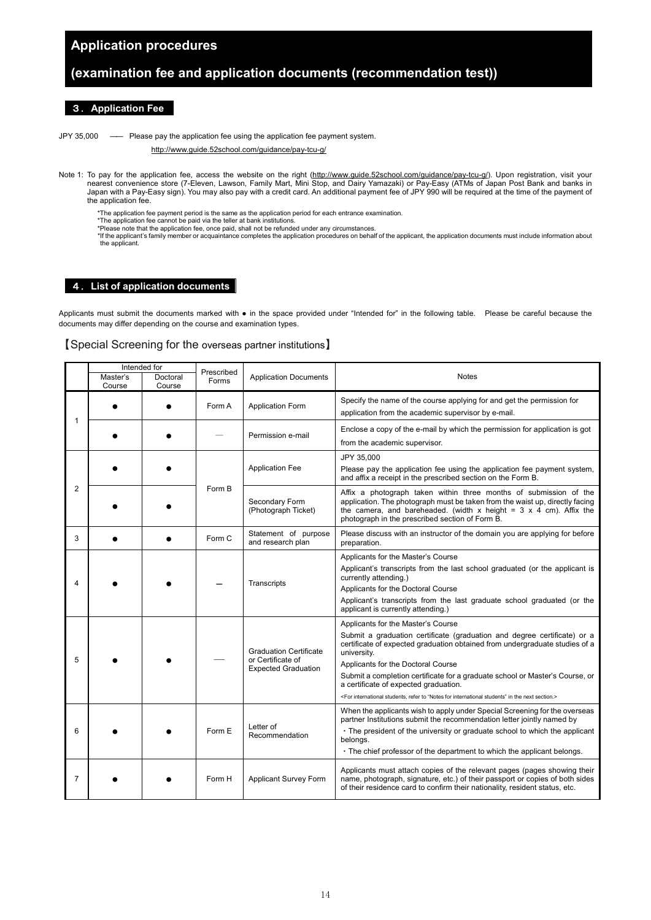# Application procedures

# (examination fee and application documents (recommendation test))

## 3. Application Fee

JPY 35,000 —— Please pay the application fee using the application fee payment system.

http://www.guide.52school.com/guidance/pay-tcu-g/

Note 1: To pay for the application fee, access the website on the right (http://www.guide.52school.com/guidance/pay-tcu-g/). Upon registration, visit your nearest convenience store (7-Eleven, Lawson, Family Mart, Mini Stop, and Dairy Yamazaki) or Pay-Easy (ATMs of Japan Post Bank and banks in Japan with a Pay-Easy sign). You may also pay with a credit card. An additional payment fee of JPY 990 will be required at the time of the payment of the application fee.

*The application fee payment period is the same as the application period for each entrance examination.
*The application fee cannot be paid via the teller at bank institutions.
*Please note that the application fee, once paid, shall not be refunded under any circumstances.
*If the applicant's family member or acquaintance completes the application procedures on behalf of the applicant, the application documents must include information about the applicant.

## 4. List of application documents

Applicants must submit the documents marked with ● in the space provided under "Intended for" in the following table. Please be careful because the documents may differ depending on the course and examination types.

### 【Special Screening for the overseas partner institutions】

| | Intended for | | Prescribed Forms | Application Documents | Notes |
|---|---|---|---|---|---|
| | Master's Course | Doctoral Course | | | |
| 1 | ● | ● | Form A | Application Form | Specify the name of the course applying for and get the permission for application from the academic supervisor by e-mail. |
| | ● | ● | — | Permission e-mail | Enclose a copy of the e-mail by which the permission for application is got from the academic supervisor. |
| 2 | ● | ● | Form B | Application Fee | JPY 35,000<br>Please pay the application fee using the application fee payment system, and affix a receipt in the prescribed section on the Form B. |
| | ● | ● | | Secondary Form (Photograph Ticket) | Affix a photograph taken within three months of submission of the application. The photograph must be taken from the waist up, directly facing the camera, and bareheaded. (width x height = 3 x 4 cm). Affix the photograph in the prescribed section of Form B. |
| 3 | ● | ● | Form C | Statement of purpose and research plan | Please discuss with an instructor of the domain you are applying for before preparation. |
| 4 | ● | ● | — | Transcripts | Applicants for the Master's Course<br>Applicant's transcripts from the last school graduated (or the applicant is currently attending.)<br>Applicants for the Doctoral Course<br>Applicant's transcripts from the last graduate school graduated (or the applicant is currently attending.) |
| 5 | ● | ● | — | Graduation Certificate or Certificate of Expected Graduation | Applicants for the Master's Course<br>Submit a graduation certificate (graduation and degree certificate) or a certificate of expected graduation obtained from undergraduate studies of a university.<br>Applicants for the Doctoral Course<br>Submit a completion certificate for a graduate school or Master's Course, or a certificate of expected graduation.<br><For international students, refer to "Notes for international students" in the next section.> |
| 6 | ● | ● | Form E | Letter of Recommendation | When the applicants wish to apply under Special Screening for the overseas partner Institutions submit the recommendation letter jointly named by<br>・The president of the university or graduate school to which the applicant belongs.<br>・The chief professor of the department to which the applicant belongs. |
| 7 | ● | ● | Form H | Applicant Survey Form | Applicants must attach copies of the relevant pages (pages showing their name, photograph, signature, etc.) of their passport or copies of both sides of their residence card to confirm their nationality, resident status, etc. |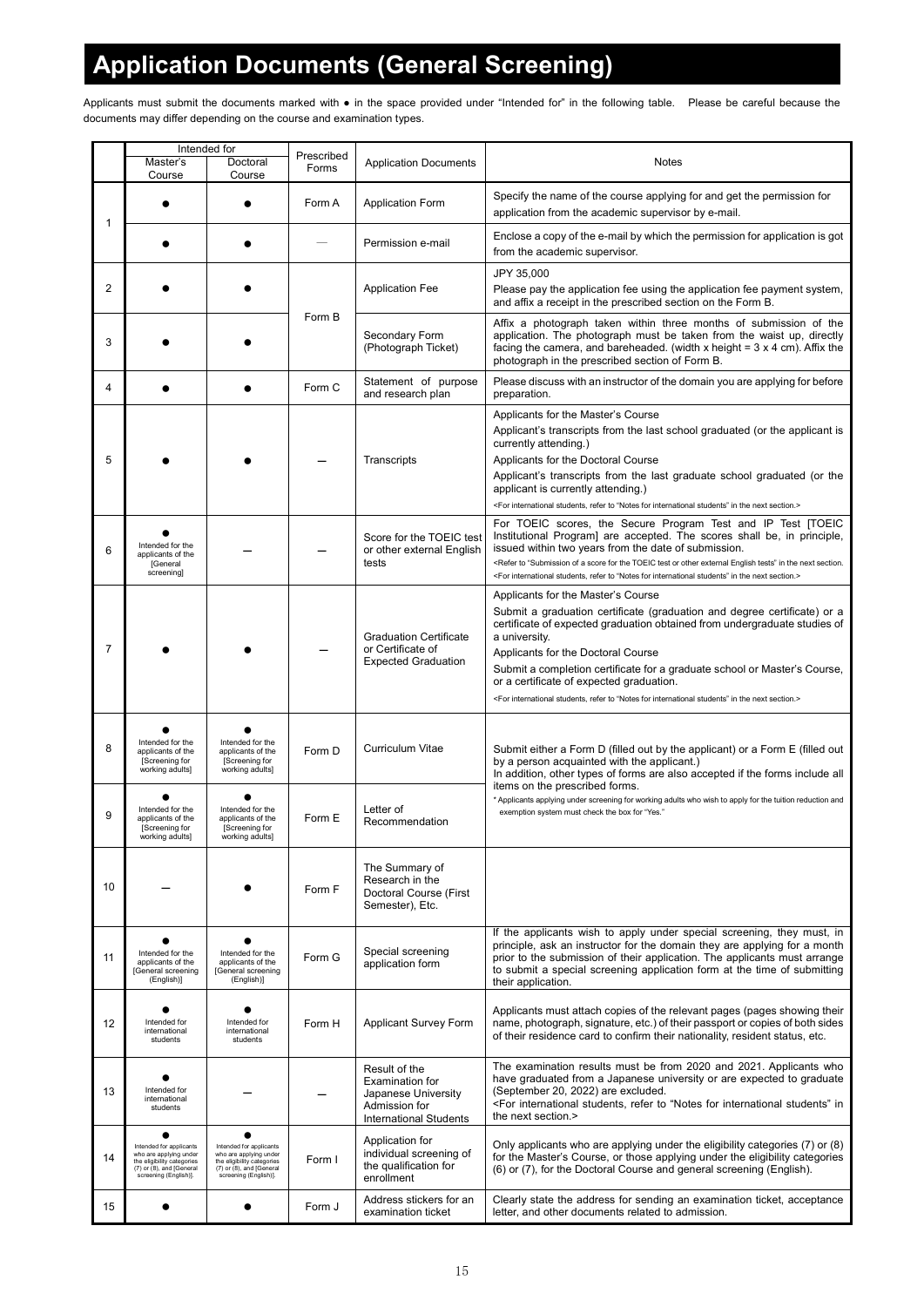# Application Documents (General Screening)

Applicants must submit the documents marked with ● in the space provided under "Intended for" in the following table. Please be careful because the documents may differ depending on the course and examination types.

| | Intended for | | Prescribed Forms | Application Documents | Notes |
|---|---|---|---|---|---|
| | Master's Course | Doctoral Course | | | |
| 1 | ● | ● | Form A | Application Form | Specify the name of the course applying for and get the permission for application from the academic supervisor by e-mail. |
| | ● | ● | — | Permission e-mail | Enclose a copy of the e-mail by which the permission for application is got from the academic supervisor. |
| 2 | ● | ● | Form B | Application Fee | JPY 35,000<br>Please pay the application fee using the application fee payment system, and affix a receipt in the prescribed section on the Form B. |
| 3 | ● | ● | Form B | Secondary Form (Photograph Ticket) | Affix a photograph taken within three months of submission of the application. The photograph must be taken from the waist up, directly facing the camera, and bareheaded. (width x height = 3 x 4 cm). Affix the photograph in the prescribed section of Form B. |
| 4 | ● | ● | Form C | Statement of purpose and research plan | Please discuss with an instructor of the domain you are applying for before preparation. |
| 5 | ● | ● | — | Transcripts | Applicants for the Master's Course<br>Applicant's transcripts from the last school graduated (or the applicant is currently attending.)<br>Applicants for the Doctoral Course<br>Applicant's transcripts from the last graduate school graduated (or the applicant is currently attending.)<br><For international students, refer to "Notes for international students" in the next section.> |
| 6 | ● Intended for the applicants of the [General screening] | — | — | Score for the TOEIC test or other external English tests | For TOEIC scores, the Secure Program Test and IP Test [TOEIC Institutional Program] are accepted. The scores shall be, in principle, issued within two years from the date of submission.<br><Refer to "Submission of a score for the TOEIC test or other external English tests" in the next section.<br><For international students, refer to "Notes for international students" in the next section.> |
| 7 | ● | ● | — | Graduation Certificate or Certificate of Expected Graduation | Applicants for the Master's Course<br>Submit a graduation certificate (graduation and degree certificate) or a certificate of expected graduation obtained from undergraduate studies of a university.<br>Applicants for the Doctoral Course<br>Submit a completion certificate for a graduate school or Master's Course, or a certificate of expected graduation.<br><For international students, refer to "Notes for international students" in the next section.> |
| 8 | ● Intended for the applicants of the [Screening for working adults] | ● Intended for the applicants of the [Screening for working adults] | Form D | Curriculum Vitae | Submit either a Form D (filled out by the applicant) or a Form E (filled out by a person acquainted with the applicant.)<br>In addition, other types of forms are also accepted if the forms include all items on the prescribed forms.<br>* Applicants applying under screening for working adults who wish to apply for the tuition reduction and exemption system must check the box for "Yes." |
| 9 | ● Intended for the applicants of the [Screening for working adults] | ● Intended for the applicants of the [Screening for working adults] | Form E | Letter of Recommendation | |
| 10 | — | ● | Form F | The Summary of Research in the Doctoral Course (First Semester), Etc. | |
| 11 | ● Intended for the applicants of the [General screening (English)] | ● Intended for the applicants of the [General screening (English)] | Form G | Special screening application form | If the applicants wish to apply under special screening, they must, in principle, ask an instructor for the domain they are applying for a month prior to the submission of their application. The applicants must arrange to submit a special screening application form at the time of submitting their application. |
| 12 | ● Intended for international students | ● Intended for international students | Form H | Applicant Survey Form | Applicants must attach copies of the relevant pages (pages showing their name, photograph, signature, etc.) of their passport or copies of both sides of their residence card to confirm their nationality, resident status, etc. |
| 13 | ● Intended for international students | — | — | Result of the Examination for Japanese University Admission for International Students | The examination results must be from 2020 and 2021. Applicants who have graduated from a Japanese university or are expected to graduate (September 20, 2022) are excluded.<br><For international students, refer to "Notes for international students" in the next section.> |
| 14 | ● Intended for applicants who are applying under the eligibility categories (7) or (8), and [General screening (English)]. | ● Intended for applicants who are applying under the eligibility categories (7) or (8), and [General screening (English)]. | Form I | Application for individual screening of the qualification for enrollment | Only applicants who are applying under the eligibility categories (7) or (8) for the Master's Course, or those applying under the eligibility categories (6) or (7), for the Doctoral Course and general screening (English). |
| 15 | ● | ● | Form J | Address stickers for an examination ticket | Clearly state the address for sending an examination ticket, acceptance letter, and other documents related to admission. |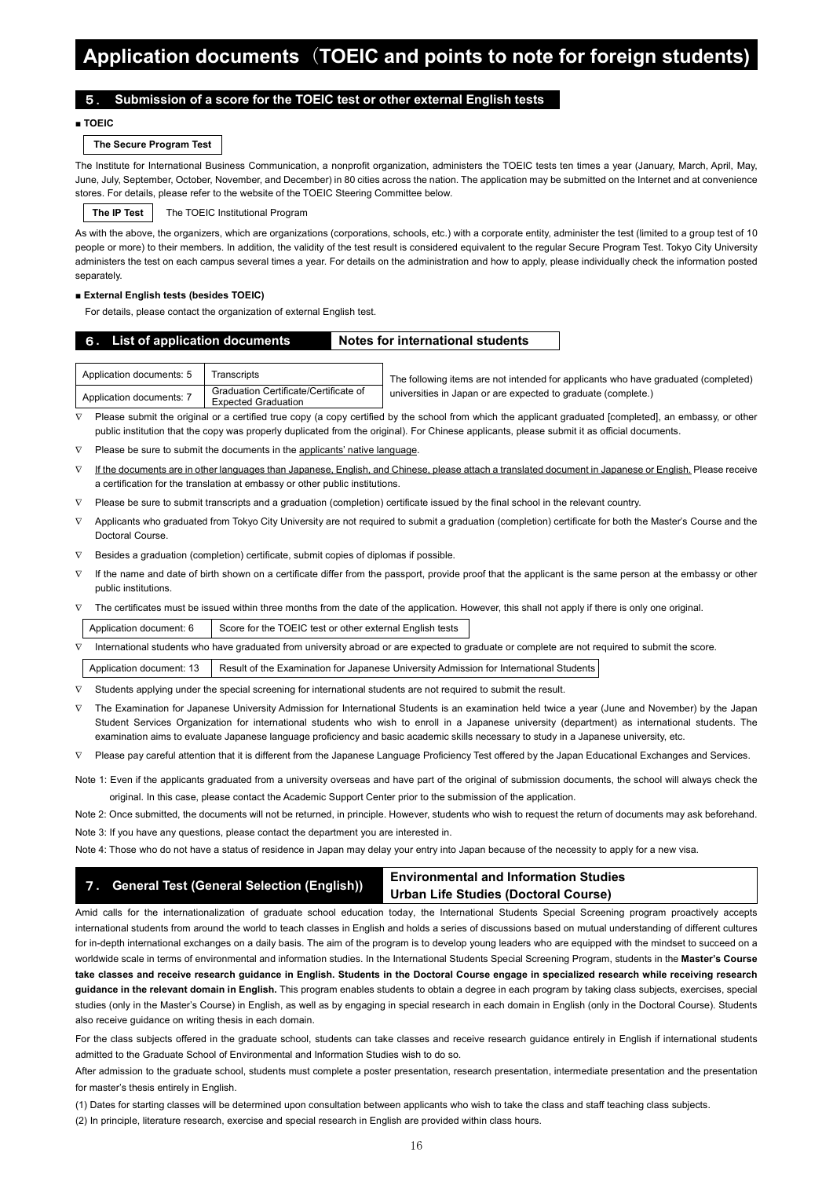# Application documents（TOEIC and points to note for foreign students)

## 5. Submission of a score for the TOEIC test or other external English tests

**■ TOEIC**

**The Secure Program Test**

The Institute for International Business Communication, a nonprofit organization, administers the TOEIC tests ten times a year (January, March, April, May, June, July, September, October, November, and December) in 80 cities across the nation. The application may be submitted on the Internet and at convenience stores. For details, please refer to the website of the TOEIC Steering Committee below.

**The IP Test** The TOEIC Institutional Program

As with the above, the organizers, which are organizations (corporations, schools, etc.) with a corporate entity, administer the test (limited to a group test of 10 people or more) to their members. In addition, the validity of the test result is considered equivalent to the regular Secure Program Test. Tokyo City University administers the test on each campus several times a year. For details on the administration and how to apply, please individually check the information posted separately.

**■ External English tests (besides TOEIC)**

For details, please contact the organization of external English test.

## 6. List of application documents — Notes for international students

| Application documents: 5 | Transcripts |
|---|---|
| Application documents: 7 | Graduation Certificate/Certificate of Expected Graduation |

The following items are not intended for applicants who have graduated (completed) universities in Japan or are expected to graduate (complete.)

- ∇ Please submit the original or a certified true copy (a copy certified by the school from which the applicant graduated [completed], an embassy, or other public institution that the copy was properly duplicated from the original). For Chinese applicants, please submit it as official documents.
- ∇ Please be sure to submit the documents in the applicants' native language.
- ∇ If the documents are in other languages than Japanese, English, and Chinese, please attach a translated document in Japanese or English. Please receive a certification for the translation at embassy or other public institutions.
- ∇ Please be sure to submit transcripts and a graduation (completion) certificate issued by the final school in the relevant country.
- ∇ Applicants who graduated from Tokyo City University are not required to submit a graduation (completion) certificate for both the Master's Course and the Doctoral Course.
- ∇ Besides a graduation (completion) certificate, submit copies of diplomas if possible.
- ∇ If the name and date of birth shown on a certificate differ from the passport, provide proof that the applicant is the same person at the embassy or other public institutions.
- ∇ The certificates must be issued within three months from the date of the application. However, this shall not apply if there is only one original.

| Application document: 6 | Score for the TOEIC test or other external English tests |
|---|---|

- ∇ International students who have graduated from university abroad or are expected to graduate or complete are not required to submit the score.

| Application document: 13 | Result of the Examination for Japanese University Admission for International Students |
|---|---|

- ∇ Students applying under the special screening for international students are not required to submit the result.
- ∇ The Examination for Japanese University Admission for International Students is an examination held twice a year (June and November) by the Japan Student Services Organization for international students who wish to enroll in a Japanese university (department) as international students. The examination aims to evaluate Japanese language proficiency and basic academic skills necessary to study in a Japanese university, etc.
- ∇ Please pay careful attention that it is different from the Japanese Language Proficiency Test offered by the Japan Educational Exchanges and Services.

Note 1: Even if the applicants graduated from a university overseas and have part of the original of submission documents, the school will always check the original. In this case, please contact the Academic Support Center prior to the submission of the application.

Note 2: Once submitted, the documents will not be returned, in principle. However, students who wish to request the return of documents may ask beforehand.

Note 3: If you have any questions, please contact the department you are interested in.

Note 4: Those who do not have a status of residence in Japan may delay your entry into Japan because of the necessity to apply for a new visa.

## 7. General Test (General Selection (English)) — Environmental and Information Studies, Urban Life Studies (Doctoral Course)

Amid calls for the internationalization of graduate school education today, the International Students Special Screening program proactively accepts international students from around the world to teach classes in English and holds a series of discussions based on mutual understanding of different cultures for in-depth international exchanges on a daily basis. The aim of the program is to develop young leaders who are equipped with the mindset to succeed on a worldwide scale in terms of environmental and information studies. In the International Students Special Screening Program, students in the **Master's Course take classes and receive research guidance in English. Students in the Doctoral Course engage in specialized research while receiving research guidance in the relevant domain in English.** This program enables students to obtain a degree in each program by taking class subjects, exercises, special studies (only in the Master's Course) in English, as well as by engaging in special research in each domain in English (only in the Doctoral Course). Students also receive guidance on writing thesis in each domain.

For the class subjects offered in the graduate school, students can take classes and receive research guidance entirely in English if international students admitted to the Graduate School of Environmental and Information Studies wish to do so.

After admission to the graduate school, students must complete a poster presentation, research presentation, intermediate presentation and the presentation for master's thesis entirely in English.

(1) Dates for starting classes will be determined upon consultation between applicants who wish to take the class and staff teaching class subjects.

(2) In principle, literature research, exercise and special research in English are provided within class hours.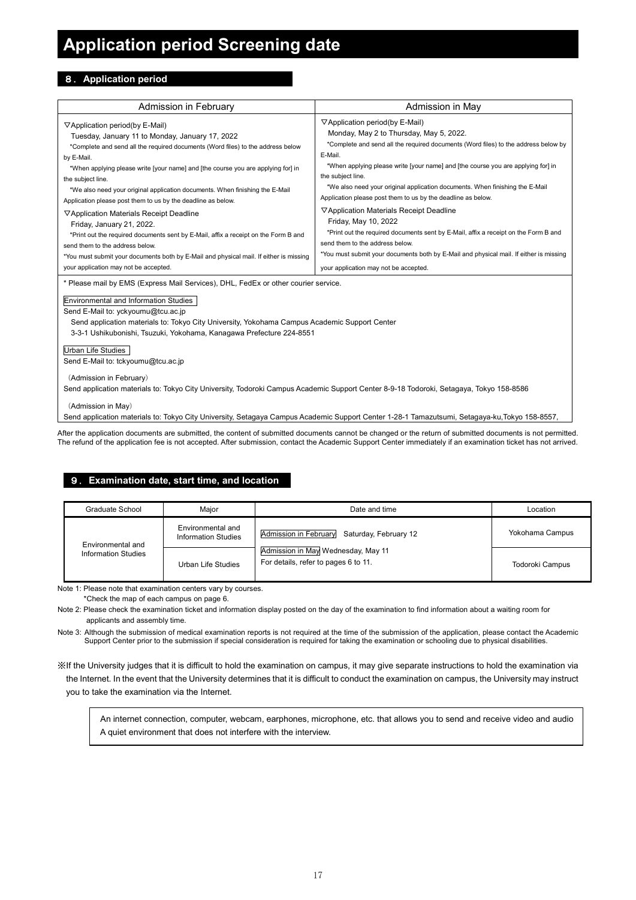# Application period Screening date

## ８．Application period

| Admission in February | Admission in May |
|---|---|
| ▽Application period(by E-Mail)<br>Tuesday, January 11 to Monday, January 17, 2022<br>*Complete and send all the required documents (Word files) to the address below by E-Mail.<br>*When applying please write [your name] and [the course you are applying for] in the subject line.<br>*We also need your original application documents. When finishing the E-Mail Application please post them to us by the deadline as below.<br>▽Application Materials Receipt Deadline<br>Friday, January 21, 2022.<br>*Print out the required documents sent by E-Mail, affix a receipt on the Form B and send them to the address below.<br>*You must submit your documents both by E-Mail and physical mail. If either is missing your application may not be accepted. | ▽Application period(by E-Mail)<br>Monday, May 2 to Thursday, May 5, 2022.<br>*Complete and send all the required documents (Word files) to the address below by E-Mail.<br>*When applying please write [your name] and [the course you are applying for] in the subject line.<br>*We also need your original application documents. When finishing the E-Mail Application please post them to us by the deadline as below.<br>▽Application Materials Receipt Deadline<br>Friday, May 10, 2022<br>*Print out the required documents sent by E-Mail, affix a receipt on the Form B and send them to the address below.<br>*You must submit your documents both by E-Mail and physical mail. If either is missing your application may not be accepted. |

* Please mail by EMS (Express Mail Services), DHL, FedEx or other courier service.

Environmental and Information Studies

Send E-Mail to: yckyoumu@tcu.ac.jp

Send application materials to: Tokyo City University, Yokohama Campus Academic Support Center
3-3-1 Ushikubonishi, Tsuzuki, Yokohama, Kanagawa Prefecture 224-8551

Urban Life Studies

Send E-Mail to: tckyoumu@tcu.ac.jp

（Admission in February）

Send application materials to: Tokyo City University, Todoroki Campus Academic Support Center 8-9-18 Todoroki, Setagaya, Tokyo 158-8586

（Admission in May）

Send application materials to: Tokyo City University, Setagaya Campus Academic Support Center 1-28-1 Tamazutsumi, Setagaya-ku,Tokyo 158-8557,

After the application documents are submitted, the content of submitted documents cannot be changed or the return of submitted documents is not permitted. The refund of the application fee is not accepted. After submission, contact the Academic Support Center immediately if an examination ticket has not arrived.

## ９．Examination date, start time, and location

| Graduate School | Major | Date and time | Location |
|---|---|---|---|
| Environmental and Information Studies | Environmental and Information Studies | Admission in February Saturday, February 12<br>Admission in May Wednesday, May 11<br>For details, refer to pages 6 to 11. | Yokohama Campus |
| | Urban Life Studies | | Todoroki Campus |

Note 1: Please note that examination centers vary by courses.
*Check the map of each campus on page 6.

Note 2: Please check the examination ticket and information display posted on the day of the examination to find information about a waiting room for applicants and assembly time.

Note 3: Although the submission of medical examination reports is not required at the time of the submission of the application, please contact the Academic Support Center prior to the submission if special consideration is required for taking the examination or schooling due to physical disabilities.

※If the University judges that it is difficult to hold the examination on campus, it may give separate instructions to hold the examination via the Internet. In the event that the University determines that it is difficult to conduct the examination on campus, the University may instruct you to take the examination via the Internet.

An internet connection, computer, webcam, earphones, microphone, etc. that allows you to send and receive video and audio
A quiet environment that does not interfere with the interview.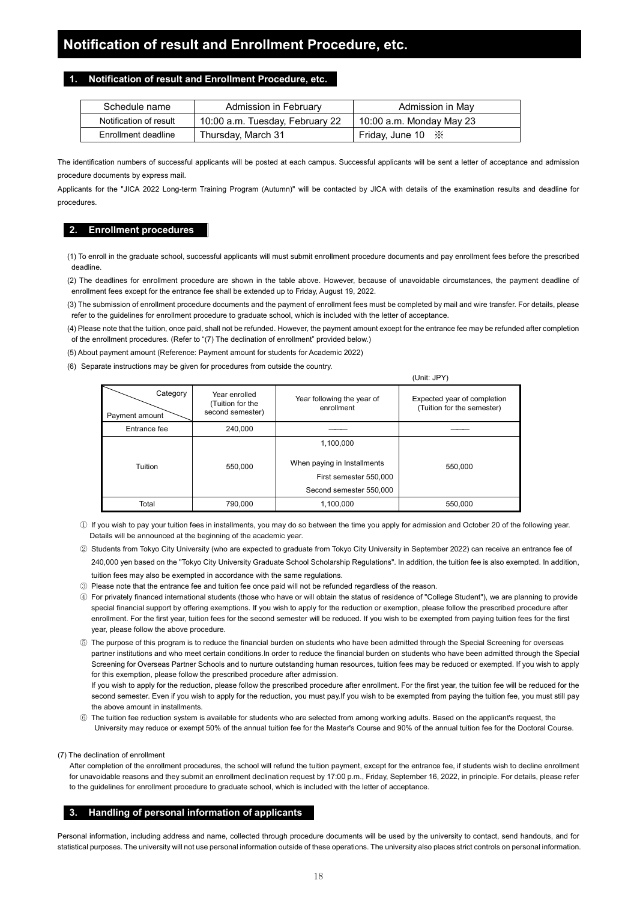# Notification of result and Enrollment Procedure, etc.

## 1. Notification of result and Enrollment Procedure, etc.

| Schedule name | Admission in February | Admission in May |
|---|---|---|
| Notification of result | 10:00 a.m. Tuesday, February 22 | 10:00 a.m. Monday May 23 |
| Enrollment deadline | Thursday, March 31 | Friday, June 10 ※ |

The identification numbers of successful applicants will be posted at each campus. Successful applicants will be sent a letter of acceptance and admission procedure documents by express mail.

Applicants for the "JICA 2022 Long-term Training Program (Autumn)" will be contacted by JICA with details of the examination results and deadline for procedures.

## 2. Enrollment procedures

(1) To enroll in the graduate school, successful applicants will must submit enrollment procedure documents and pay enrollment fees before the prescribed deadline.

(2) The deadlines for enrollment procedure are shown in the table above. However, because of unavoidable circumstances, the payment deadline of enrollment fees except for the entrance fee shall be extended up to Friday, August 19, 2022.

(3) The submission of enrollment procedure documents and the payment of enrollment fees must be completed by mail and wire transfer. For details, please refer to the guidelines for enrollment procedure to graduate school, which is included with the letter of acceptance.

(4) Please note that the tuition, once paid, shall not be refunded. However, the payment amount except for the entrance fee may be refunded after completion of the enrollment procedures. (Refer to "(7) The declination of enrollment" provided below.)

(5) About payment amount (Reference: Payment amount for students for Academic 2022)

(6) Separate instructions may be given for procedures from outside the country.

(Unit: JPY)

| Category / Payment amount | Year enrolled (Tuition for the second semester) | Year following the year of enrollment | Expected year of completion (Tuition for the semester) |
|---|---|---|---|
| Entrance fee | 240,000 | ―― | ―― |
| Tuition | 550,000 | 1,100,000<br>When paying in Installments<br>First semester 550,000<br>Second semester 550,000 | 550,000 |
| Total | 790,000 | 1,100,000 | 550,000 |

① If you wish to pay your tuition fees in installments, you may do so between the time you apply for admission and October 20 of the following year. Details will be announced at the beginning of the academic year.

② Students from Tokyo City University (who are expected to graduate from Tokyo City University in September 2022) can receive an entrance fee of 240,000 yen based on the "Tokyo City University Graduate School Scholarship Regulations". In addition, the tuition fee is also exempted. In addition, tuition fees may also be exempted in accordance with the same regulations.

③ Please note that the entrance fee and tuition fee once paid will not be refunded regardless of the reason.

④ For privately financed international students (those who have or will obtain the status of residence of "College Student"), we are planning to provide special financial support by offering exemptions. If you wish to apply for the reduction or exemption, please follow the prescribed procedure after enrollment. For the first year, tuition fees for the second semester will be reduced. If you wish to be exempted from paying tuition fees for the first year, please follow the above procedure.

⑤ The purpose of this program is to reduce the financial burden on students who have been admitted through the Special Screening for overseas partner institutions and who meet certain conditions.In order to reduce the financial burden on students who have been admitted through the Special Screening for Overseas Partner Schools and to nurture outstanding human resources, tuition fees may be reduced or exempted. If you wish to apply for this exemption, please follow the prescribed procedure after admission.
If you wish to apply for the reduction, please follow the prescribed procedure after enrollment. For the first year, the tuition fee will be reduced for the second semester. Even if you wish to apply for the reduction, you must pay.If you wish to be exempted from paying the tuition fee, you must still pay the above amount in installments.

⑥ The tuition fee reduction system is available for students who are selected from among working adults. Based on the applicant's request, the University may reduce or exempt 50% of the annual tuition fee for the Master's Course and 90% of the annual tuition fee for the Doctoral Course.

(7) The declination of enrollment

After completion of the enrollment procedures, the school will refund the tuition payment, except for the entrance fee, if students wish to decline enrollment for unavoidable reasons and they submit an enrollment declination request by 17:00 p.m., Friday, September 16, 2022, in principle. For details, please refer to the guidelines for enrollment procedure to graduate school, which is included with the letter of acceptance.

## 3. Handling of personal information of applicants

Personal information, including address and name, collected through procedure documents will be used by the university to contact, send handouts, and for statistical purposes. The university will not use personal information outside of these operations. The university also places strict controls on personal information.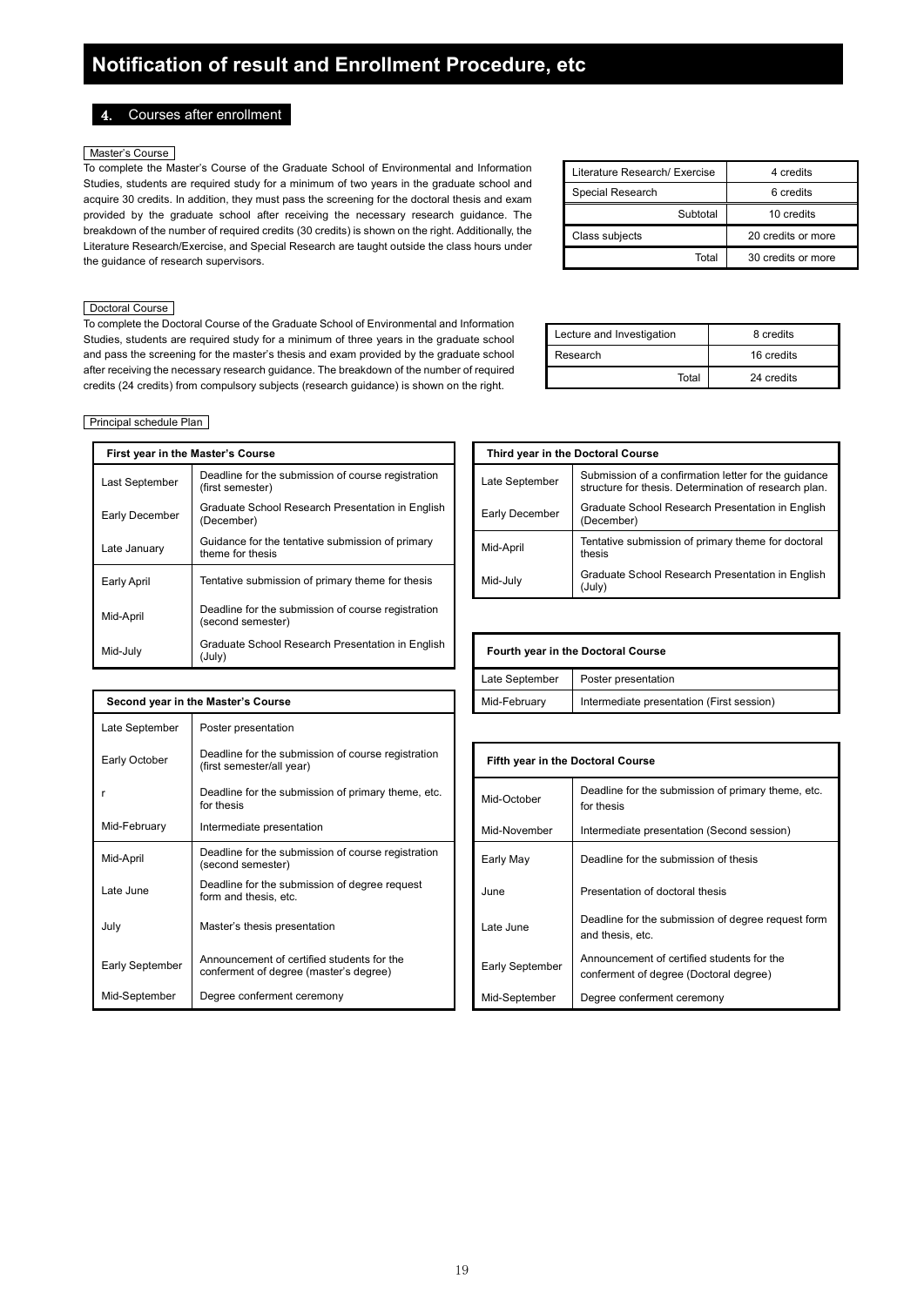# Notification of result and Enrollment Procedure, etc

## 4. Courses after enrollment

### Master's Course

To complete the Master's Course of the Graduate School of Environmental and Information Studies, students are required study for a minimum of two years in the graduate school and acquire 30 credits. In addition, they must pass the screening for the doctoral thesis and exam provided by the graduate school after receiving the necessary research guidance. The breakdown of the number of required credits (30 credits) is shown on the right. Additionally, the Literature Research/Exercise, and Special Research are taught outside the class hours under the guidance of research supervisors.

| | |
|---|---|
| Literature Research/ Exercise | 4 credits |
| Special Research | 6 credits |
| Subtotal | 10 credits |
| Class subjects | 20 credits or more |
| Total | 30 credits or more |

### Doctoral Course

To complete the Doctoral Course of the Graduate School of Environmental and Information Studies, students are required study for a minimum of three years in the graduate school and pass the screening for the master's thesis and exam provided by the graduate school after receiving the necessary research guidance. The breakdown of the number of required credits (24 credits) from compulsory subjects (research guidance) is shown on the right.

| | |
|---|---|
| Lecture and Investigation | 8 credits |
| Research | 16 credits |
| Total | 24 credits |

### Principal schedule Plan

| First year in the Master's Course | |
|---|---|
| Last September | Deadline for the submission of course registration (first semester) |
| Early December | Graduate School Research Presentation in English (December) |
| Late January | Guidance for the tentative submission of primary theme for thesis |
| Early April | Tentative submission of primary theme for thesis |
| Mid-April | Deadline for the submission of course registration (second semester) |
| Mid-July | Graduate School Research Presentation in English (July) |

| Second year in the Master's Course | |
|---|---|
| Late September | Poster presentation |
| Early October | Deadline for the submission of course registration (first semester/all year) |
| r | Deadline for the submission of primary theme, etc. for thesis |
| Mid-February | Intermediate presentation |
| Mid-April | Deadline for the submission of course registration (second semester) |
| Late June | Deadline for the submission of degree request form and thesis, etc. |
| July | Master's thesis presentation |
| Early September | Announcement of certified students for the conferment of degree (master's degree) |
| Mid-September | Degree conferment ceremony |

| Third year in the Doctoral Course | |
|---|---|
| Late September | Submission of a confirmation letter for the guidance structure for thesis. Determination of research plan. |
| Early December | Graduate School Research Presentation in English (December) |
| Mid-April | Tentative submission of primary theme for doctoral thesis |
| Mid-July | Graduate School Research Presentation in English (July) |

| Fourth year in the Doctoral Course | |
|---|---|
| Late September | Poster presentation |
| Mid-February | Intermediate presentation (First session) |

| Fifth year in the Doctoral Course | |
|---|---|
| Mid-October | Deadline for the submission of primary theme, etc. for thesis |
| Mid-November | Intermediate presentation (Second session) |
| Early May | Deadline for the submission of thesis |
| June | Presentation of doctoral thesis |
| Late June | Deadline for the submission of degree request form and thesis, etc. |
| Early September | Announcement of certified students for the conferment of degree (Doctoral degree) |
| Mid-September | Degree conferment ceremony |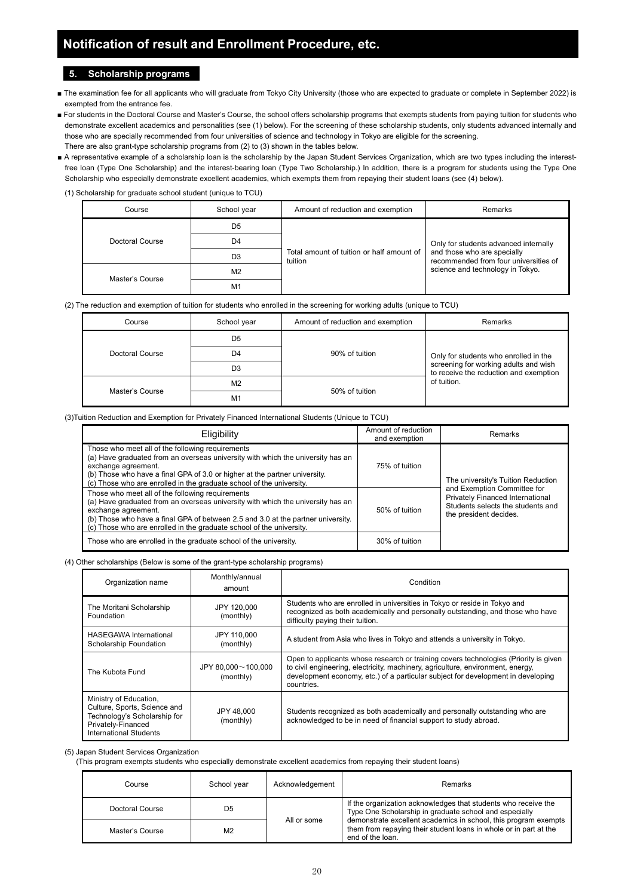# Notification of result and Enrollment Procedure, etc.

## 5. Scholarship programs

- The examination fee for all applicants who will graduate from Tokyo City University (those who are expected to graduate or complete in September 2022) is exempted from the entrance fee.
- For students in the Doctoral Course and Master's Course, the school offers scholarship programs that exempts students from paying tuition for students who demonstrate excellent academics and personalities (see (1) below). For the screening of these scholarship students, only students advanced internally and those who are specially recommended from four universities of science and technology in Tokyo are eligible for the screening.
  There are also grant-type scholarship programs from (2) to (3) shown in the tables below.
- A representative example of a scholarship loan is the scholarship by the Japan Student Services Organization, which are two types including the interest-free loan (Type One Scholarship) and the interest-bearing loan (Type Two Scholarship.) In addition, there is a program for students using the Type One Scholarship who especially demonstrate excellent academics, which exempts them from repaying their student loans (see (4) below).

(1) Scholarship for graduate school student (unique to TCU)

| Course | School year | Amount of reduction and exemption | Remarks |
|---|---|---|---|
| Doctoral Course | D5 | Total amount of tuition or half amount of tuition | Only for students advanced internally and those who are specially recommended from four universities of science and technology in Tokyo. |
| | D4 | | |
| | D3 | | |
| Master's Course | M2 | | |
| | M1 | | |

(2) The reduction and exemption of tuition for students who enrolled in the screening for working adults (unique to TCU)

| Course | School year | Amount of reduction and exemption | Remarks |
|---|---|---|---|
| Doctoral Course | D5 | 90% of tuition | Only for students who enrolled in the screening for working adults and wish to receive the reduction and exemption of tuition. |
| | D4 | | |
| | D3 | | |
| Master's Course | M2 | 50% of tuition | |
| | M1 | | |

(3)Tuition Reduction and Exemption for Privately Financed International Students (Unique to TCU)

| Eligibility | Amount of reduction and exemption | Remarks |
|---|---|---|
| Those who meet all of the following requirements<br>(a) Have graduated from an overseas university with which the university has an exchange agreement.<br>(b) Those who have a final GPA of 3.0 or higher at the partner university.<br>(c) Those who are enrolled in the graduate school of the university. | 75% of tuition | The university's Tuition Reduction and Exemption Committee for Privately Financed International Students selects the students and the president decides. |
| Those who meet all of the following requirements<br>(a) Have graduated from an overseas university with which the university has an exchange agreement.<br>(b) Those who have a final GPA of between 2.5 and 3.0 at the partner university.<br>(c) Those who are enrolled in the graduate school of the university. | 50% of tuition | |
| Those who are enrolled in the graduate school of the university. | 30% of tuition | |

(4) Other scholarships (Below is some of the grant-type scholarship programs)

| Organization name | Monthly/annual amount | Condition |
|---|---|---|
| The Moritani Scholarship Foundation | JPY 120,000 (monthly) | Students who are enrolled in universities in Tokyo or reside in Tokyo and recognized as both academically and personally outstanding, and those who have difficulty paying their tuition. |
| HASEGAWA International Scholarship Foundation | JPY 110,000 (monthly) | A student from Asia who lives in Tokyo and attends a university in Tokyo. |
| The Kubota Fund | JPY 80,000～100,000 (monthly) | Open to applicants whose research or training covers technologies (Priority is given to civil engineering, electricity, machinery, agriculture, environment, energy, development economy, etc.) of a particular subject for development in developing countries. |
| Ministry of Education, Culture, Sports, Science and Technology's Scholarship for Privately-Financed International Students | JPY 48,000 (monthly) | Students recognized as both academically and personally outstanding who are acknowledged to be in need of financial support to study abroad. |

(5) Japan Student Services Organization
(This program exempts students who especially demonstrate excellent academics from repaying their student loans)

| Course | School year | Acknowledgement | Remarks |
|---|---|---|---|
| Doctoral Course | D5 | All or some | If the organization acknowledges that students who receive the Type One Scholarship in graduate school and especially demonstrate excellent academics in school, this program exempts them from repaying their student loans in whole or in part at the end of the loan. |
| Master's Course | M2 | | |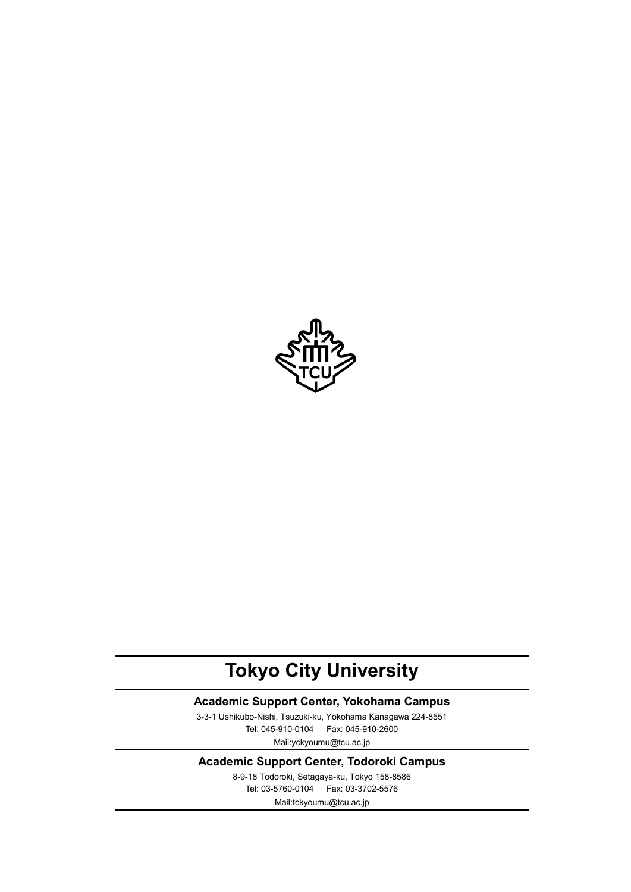# Tokyo City University

## Academic Support Center, Yokohama Campus

3-3-1 Ushikubo-Nishi, Tsuzuki-ku, Yokohama Kanagawa 224-8551

Tel: 045-910-0104　Fax: 045-910-2600

Mail:yckyoumu@tcu.ac.jp

## Academic Support Center, Todoroki Campus

8-9-18 Todoroki, Setagaya-ku, Tokyo 158-8586

Tel: 03-5760-0104　Fax: 03-3702-5576

Mail:tckyoumu@tcu.ac.jp